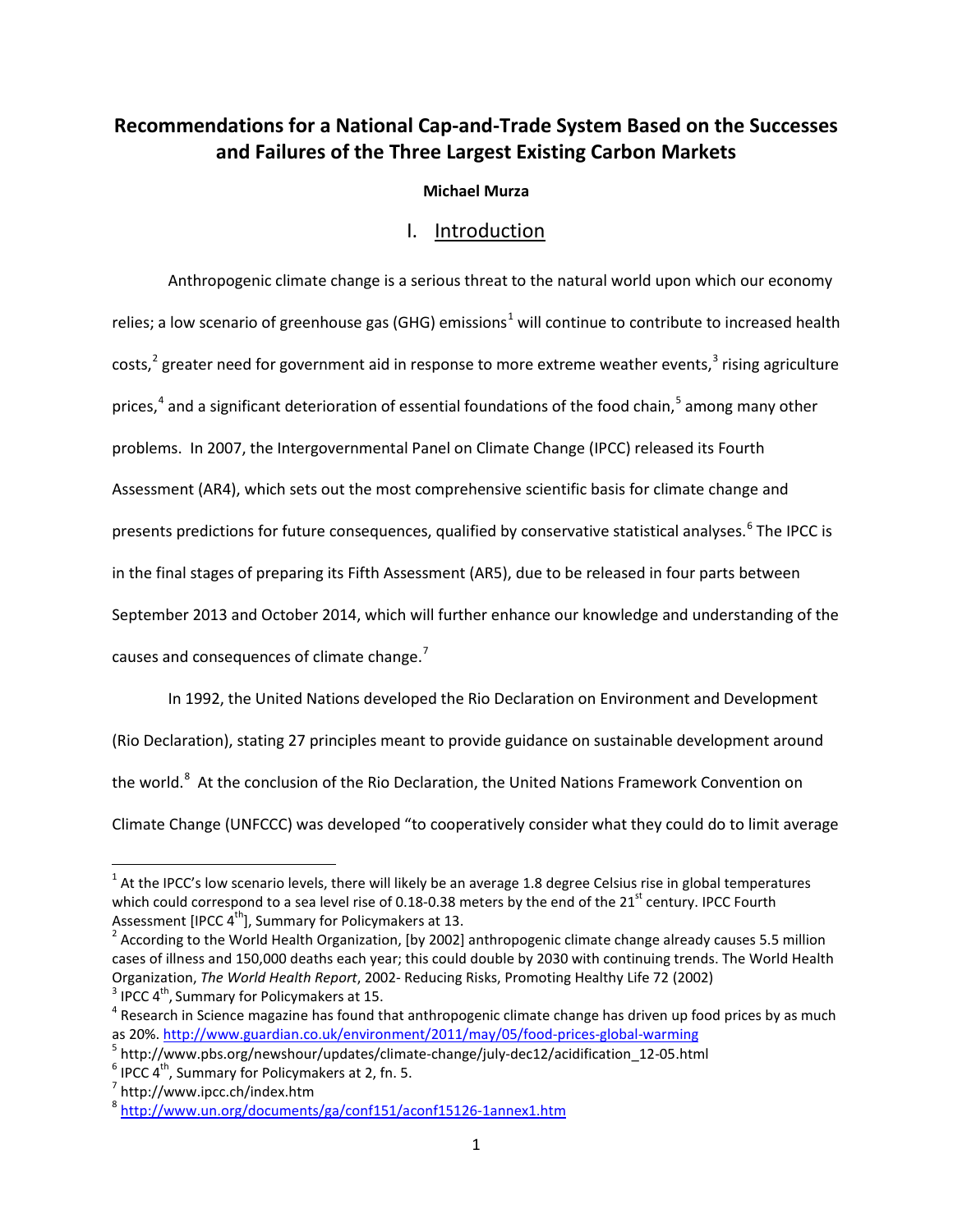# Recommendations for a National Cap-and-Trade System Based on the Successes and Failures of the Three Largest Existing Carbon Markets

**Michael Murza**

## I. Introduction

Anthropogenic climate change is a serious threat to the natural world upon which our economy relies; a low scenario of greenhouse gas (GHG) emissions[1] will continue to contribute to increased health costs,[2] greater need for government aid in response to more extreme weather events,[3] rising agriculture prices,[4] and a significant deterioration of essential foundations of the food chain,[5] among many other problems. In 2007, the Intergovernmental Panel on Climate Change (IPCC) released its Fourth Assessment (AR4), which sets out the most comprehensive scientific basis for climate change and presents predictions for future consequences, qualified by conservative statistical analyses.[6] The IPCC is in the final stages of preparing its Fifth Assessment (AR5), due to be released in four parts between September 2013 and October 2014, which will further enhance our knowledge and understanding of the causes and consequences of climate change.[7]

In 1992, the United Nations developed the Rio Declaration on Environment and Development (Rio Declaration), stating 27 principles meant to provide guidance on sustainable development around the world.[8] At the conclusion of the Rio Declaration, the United Nations Framework Convention on Climate Change (UNFCCC) was developed "to cooperatively consider what they could do to limit average

---

[1] At the IPCC's low scenario levels, there will likely be an average 1.8 degree Celsius rise in global temperatures which could correspond to a sea level rise of 0.18-0.38 meters by the end of the 21st century. IPCC Fourth Assessment [IPCC 4th], Summary for Policymakers at 13.

[2] According to the World Health Organization, [by 2002] anthropogenic climate change already causes 5.5 million cases of illness and 150,000 deaths each year; this could double by 2030 with continuing trends. The World Health Organization, *The World Health Report*, 2002- Reducing Risks, Promoting Healthy Life 72 (2002)

[3] IPCC 4th, Summary for Policymakers at 15.

[4] Research in Science magazine has found that anthropogenic climate change has driven up food prices by as much as 20%. http://www.guardian.co.uk/environment/2011/may/05/food-prices-global-warming

[5] http://www.pbs.org/newshour/updates/climate-change/july-dec12/acidification_12-05.html

[6] IPCC 4th, Summary for Policymakers at 2, fn. 5.

[7] http://www.ipcc.ch/index.htm

[8] http://www.un.org/documents/ga/conf151/aconf15126-1annex1.htm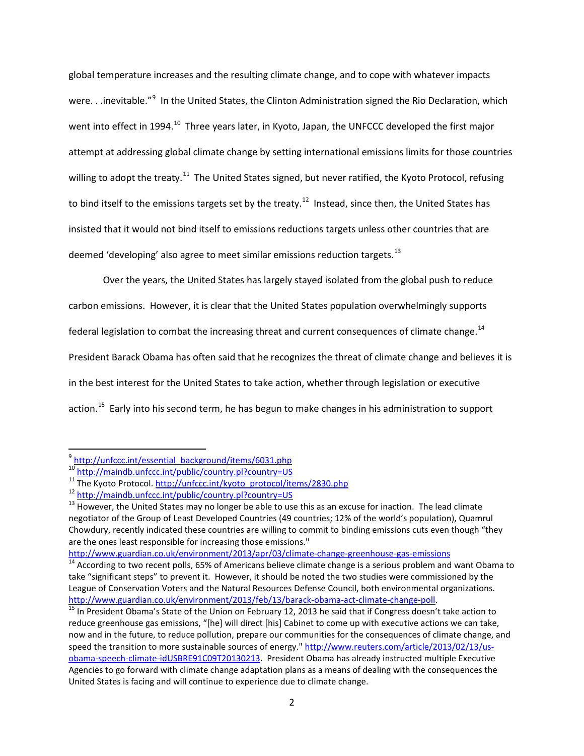global temperature increases and the resulting climate change, and to cope with whatever impacts were. . .inevitable."[9] In the United States, the Clinton Administration signed the Rio Declaration, which went into effect in 1994.[10] Three years later, in Kyoto, Japan, the UNFCCC developed the first major attempt at addressing global climate change by setting international emissions limits for those countries willing to adopt the treaty.[11] The United States signed, but never ratified, the Kyoto Protocol, refusing to bind itself to the emissions targets set by the treaty.[12] Instead, since then, the United States has insisted that it would not bind itself to emissions reductions targets unless other countries that are deemed 'developing' also agree to meet similar emissions reduction targets.[13]

Over the years, the United States has largely stayed isolated from the global push to reduce carbon emissions. However, it is clear that the United States population overwhelmingly supports federal legislation to combat the increasing threat and current consequences of climate change.[14] President Barack Obama has often said that he recognizes the threat of climate change and believes it is in the best interest for the United States to take action, whether through legislation or executive action.[15] Early into his second term, he has begun to make changes in his administration to support

---

[9] http://unfccc.int/essential_background/items/6031.php

[10] http://maindb.unfccc.int/public/country.pl?country=US

[11] The Kyoto Protocol. http://unfccc.int/kyoto_protocol/items/2830.php

[12] http://maindb.unfccc.int/public/country.pl?country=US

[13] However, the United States may no longer be able to use this as an excuse for inaction. The lead climate negotiator of the Group of Least Developed Countries (49 countries; 12% of the world's population), Quamrul Chowdury, recently indicated these countries are willing to commit to binding emissions cuts even though "they are the ones least responsible for increasing those emissions." http://www.guardian.co.uk/environment/2013/apr/03/climate-change-greenhouse-gas-emissions

[14] According to two recent polls, 65% of Americans believe climate change is a serious problem and want Obama to take "significant steps" to prevent it. However, it should be noted the two studies were commissioned by the League of Conservation Voters and the Natural Resources Defense Council, both environmental organizations. http://www.guardian.co.uk/environment/2013/feb/13/barack-obama-act-climate-change-poll.

[15] In President Obama's State of the Union on February 12, 2013 he said that if Congress doesn't take action to reduce greenhouse gas emissions, "[he] will direct [his] Cabinet to come up with executive actions we can take, now and in the future, to reduce pollution, prepare our communities for the consequences of climate change, and speed the transition to more sustainable sources of energy." http://www.reuters.com/article/2013/02/13/us-obama-speech-climate-idUSBRE91C09T20130213. President Obama has already instructed multiple Executive Agencies to go forward with climate change adaptation plans as a means of dealing with the consequences the United States is facing and will continue to experience due to climate change.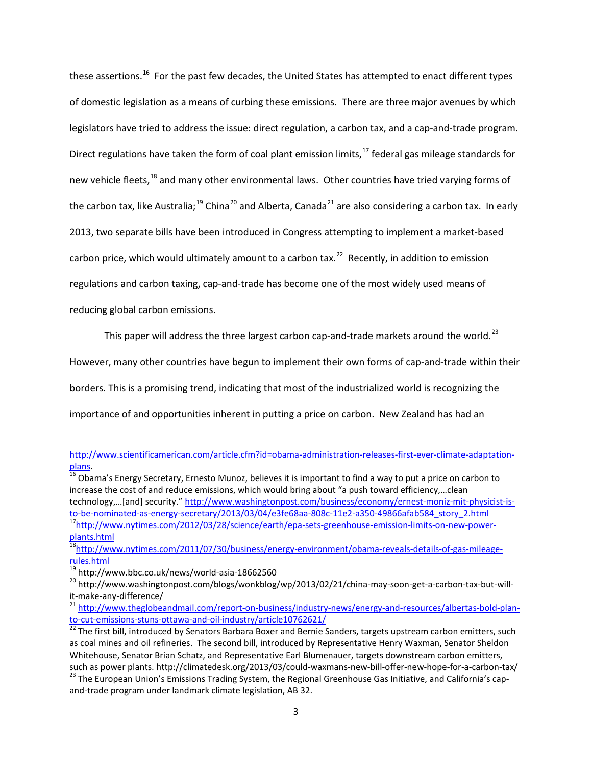these assertions.[16] For the past few decades, the United States has attempted to enact different types of domestic legislation as a means of curbing these emissions. There are three major avenues by which legislators have tried to address the issue: direct regulation, a carbon tax, and a cap-and-trade program. Direct regulations have taken the form of coal plant emission limits,[17] federal gas mileage standards for new vehicle fleets,[18] and many other environmental laws. Other countries have tried varying forms of the carbon tax, like Australia;[19] China[20] and Alberta, Canada[21] are also considering a carbon tax. In early 2013, two separate bills have been introduced in Congress attempting to implement a market-based carbon price, which would ultimately amount to a carbon tax.[22] Recently, in addition to emission regulations and carbon taxing, cap-and-trade has become one of the most widely used means of reducing global carbon emissions.

This paper will address the three largest carbon cap-and-trade markets around the world.[23] However, many other countries have begun to implement their own forms of cap-and-trade within their borders. This is a promising trend, indicating that most of the industrialized world is recognizing the importance of and opportunities inherent in putting a price on carbon. New Zealand has had an

---

http://www.scientificamerican.com/article.cfm?id=obama-administration-releases-first-ever-climate-adaptation-plans.

[16] Obama's Energy Secretary, Ernesto Munoz, believes it is important to find a way to put a price on carbon to increase the cost of and reduce emissions, which would bring about "a push toward efficiency,…clean technology,…[and] security." http://www.washingtonpost.com/business/economy/ernest-moniz-mit-physicist-is-to-be-nominated-as-energy-secretary/2013/03/04/e3fe68aa-808c-11e2-a350-49866afab584_story_2.html

[17] http://www.nytimes.com/2012/03/28/science/earth/epa-sets-greenhouse-emission-limits-on-new-power-plants.html

[18] http://www.nytimes.com/2011/07/30/business/energy-environment/obama-reveals-details-of-gas-mileage-rules.html

[19] http://www.bbc.co.uk/news/world-asia-18662560

[20] http://www.washingtonpost.com/blogs/wonkblog/wp/2013/02/21/china-may-soon-get-a-carbon-tax-but-will-it-make-any-difference/

[21] http://www.theglobeandmail.com/report-on-business/industry-news/energy-and-resources/albertas-bold-plan-to-cut-emissions-stuns-ottawa-and-oil-industry/article10762621/

[22] The first bill, introduced by Senators Barbara Boxer and Bernie Sanders, targets upstream carbon emitters, such as coal mines and oil refineries. The second bill, introduced by Representative Henry Waxman, Senator Sheldon Whitehouse, Senator Brian Schatz, and Representative Earl Blumenauer, targets downstream carbon emitters, such as power plants. http://climatedesk.org/2013/03/could-waxmans-new-bill-offer-new-hope-for-a-carbon-tax/

[23] The European Union's Emissions Trading System, the Regional Greenhouse Gas Initiative, and California's cap-and-trade program under landmark climate legislation, AB 32.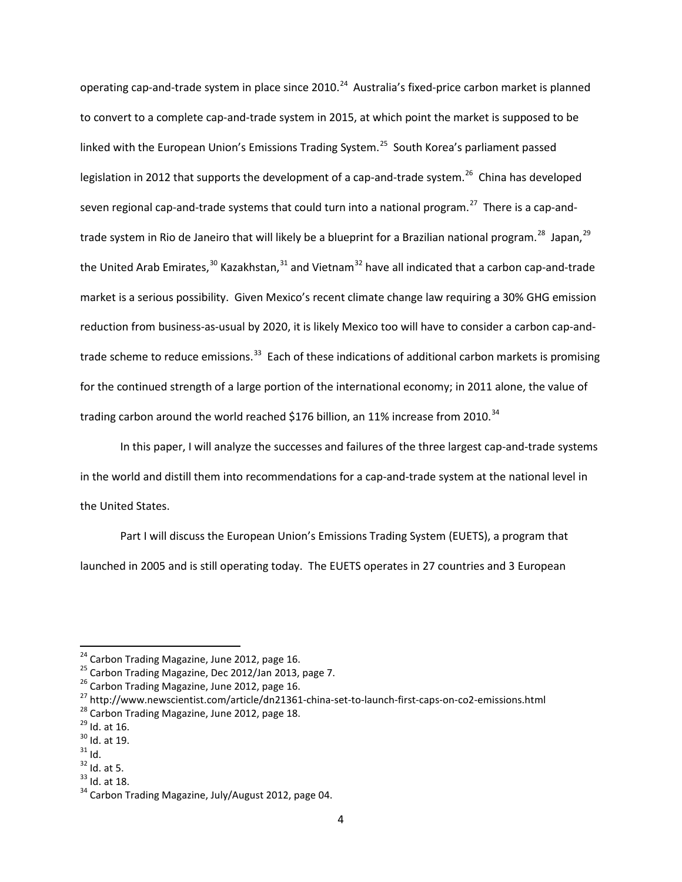operating cap-and-trade system in place since 2010.[24] Australia's fixed-price carbon market is planned to convert to a complete cap-and-trade system in 2015, at which point the market is supposed to be linked with the European Union's Emissions Trading System.[25] South Korea's parliament passed legislation in 2012 that supports the development of a cap-and-trade system.[26] China has developed seven regional cap-and-trade systems that could turn into a national program.[27] There is a cap-and-trade system in Rio de Janeiro that will likely be a blueprint for a Brazilian national program.[28] Japan,[29] the United Arab Emirates,[30] Kazakhstan,[31] and Vietnam[32] have all indicated that a carbon cap-and-trade market is a serious possibility. Given Mexico's recent climate change law requiring a 30% GHG emission reduction from business-as-usual by 2020, it is likely Mexico too will have to consider a carbon cap-and-trade scheme to reduce emissions.[33] Each of these indications of additional carbon markets is promising for the continued strength of a large portion of the international economy; in 2011 alone, the value of trading carbon around the world reached $176 billion, an 11% increase from 2010.[34]

In this paper, I will analyze the successes and failures of the three largest cap-and-trade systems in the world and distill them into recommendations for a cap-and-trade system at the national level in the United States.

Part I will discuss the European Union's Emissions Trading System (EUETS), a program that launched in 2005 and is still operating today. The EUETS operates in 27 countries and 3 European

---

[24] Carbon Trading Magazine, June 2012, page 16.

[25] Carbon Trading Magazine, Dec 2012/Jan 2013, page 7.

[26] Carbon Trading Magazine, June 2012, page 16.

[27] http://www.newscientist.com/article/dn21361-china-set-to-launch-first-caps-on-co2-emissions.html

[28] Carbon Trading Magazine, June 2012, page 18.

[29] Id. at 16.

[30] Id. at 19.

[31] Id.

[32] Id. at 5.

[33] Id. at 18.

[34] Carbon Trading Magazine, July/August 2012, page 04.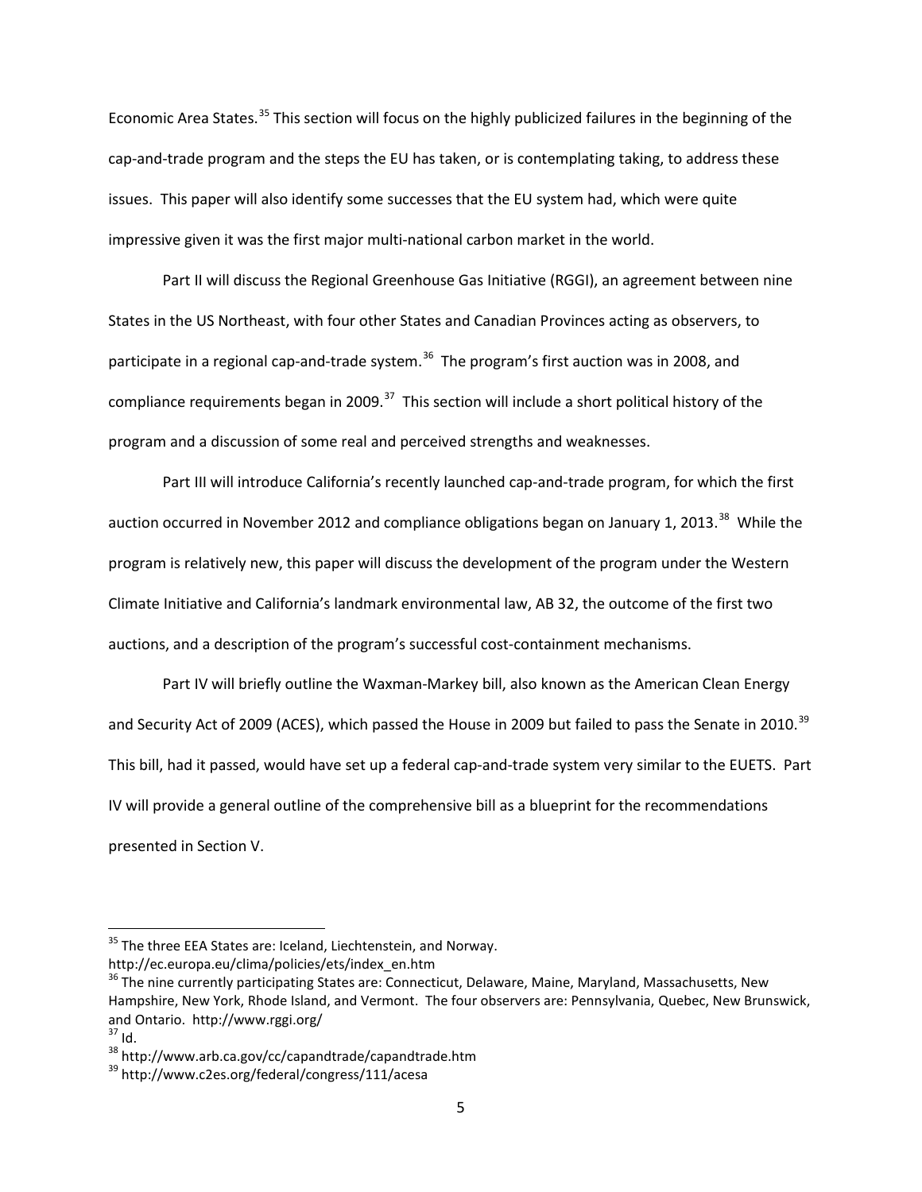Economic Area States.[35] This section will focus on the highly publicized failures in the beginning of the cap-and-trade program and the steps the EU has taken, or is contemplating taking, to address these issues. This paper will also identify some successes that the EU system had, which were quite impressive given it was the first major multi-national carbon market in the world.

Part II will discuss the Regional Greenhouse Gas Initiative (RGGI), an agreement between nine States in the US Northeast, with four other States and Canadian Provinces acting as observers, to participate in a regional cap-and-trade system.[36] The program's first auction was in 2008, and compliance requirements began in 2009.[37] This section will include a short political history of the program and a discussion of some real and perceived strengths and weaknesses.

Part III will introduce California's recently launched cap-and-trade program, for which the first auction occurred in November 2012 and compliance obligations began on January 1, 2013.[38] While the program is relatively new, this paper will discuss the development of the program under the Western Climate Initiative and California's landmark environmental law, AB 32, the outcome of the first two auctions, and a description of the program's successful cost-containment mechanisms.

Part IV will briefly outline the Waxman-Markey bill, also known as the American Clean Energy and Security Act of 2009 (ACES), which passed the House in 2009 but failed to pass the Senate in 2010.[39] This bill, had it passed, would have set up a federal cap-and-trade system very similar to the EUETS. Part IV will provide a general outline of the comprehensive bill as a blueprint for the recommendations presented in Section V.

---

[35] The three EEA States are: Iceland, Liechtenstein, and Norway. http://ec.europa.eu/clima/policies/ets/index_en.htm

[36] The nine currently participating States are: Connecticut, Delaware, Maine, Maryland, Massachusetts, New Hampshire, New York, Rhode Island, and Vermont. The four observers are: Pennsylvania, Quebec, New Brunswick, and Ontario. http://www.rggi.org/

[37] Id.

[38] http://www.arb.ca.gov/cc/capandtrade/capandtrade.htm

[39] http://www.c2es.org/federal/congress/111/acesa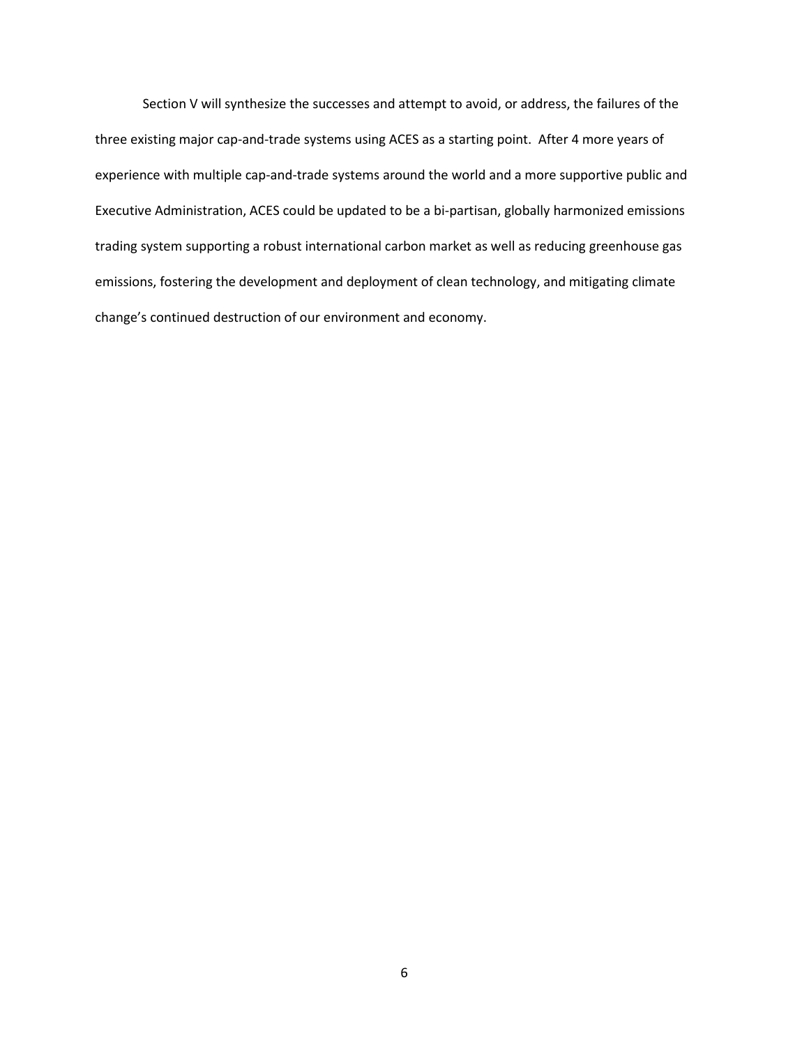Section V will synthesize the successes and attempt to avoid, or address, the failures of the three existing major cap-and-trade systems using ACES as a starting point. After 4 more years of experience with multiple cap-and-trade systems around the world and a more supportive public and Executive Administration, ACES could be updated to be a bi-partisan, globally harmonized emissions trading system supporting a robust international carbon market as well as reducing greenhouse gas emissions, fostering the development and deployment of clean technology, and mitigating climate change's continued destruction of our environment and economy.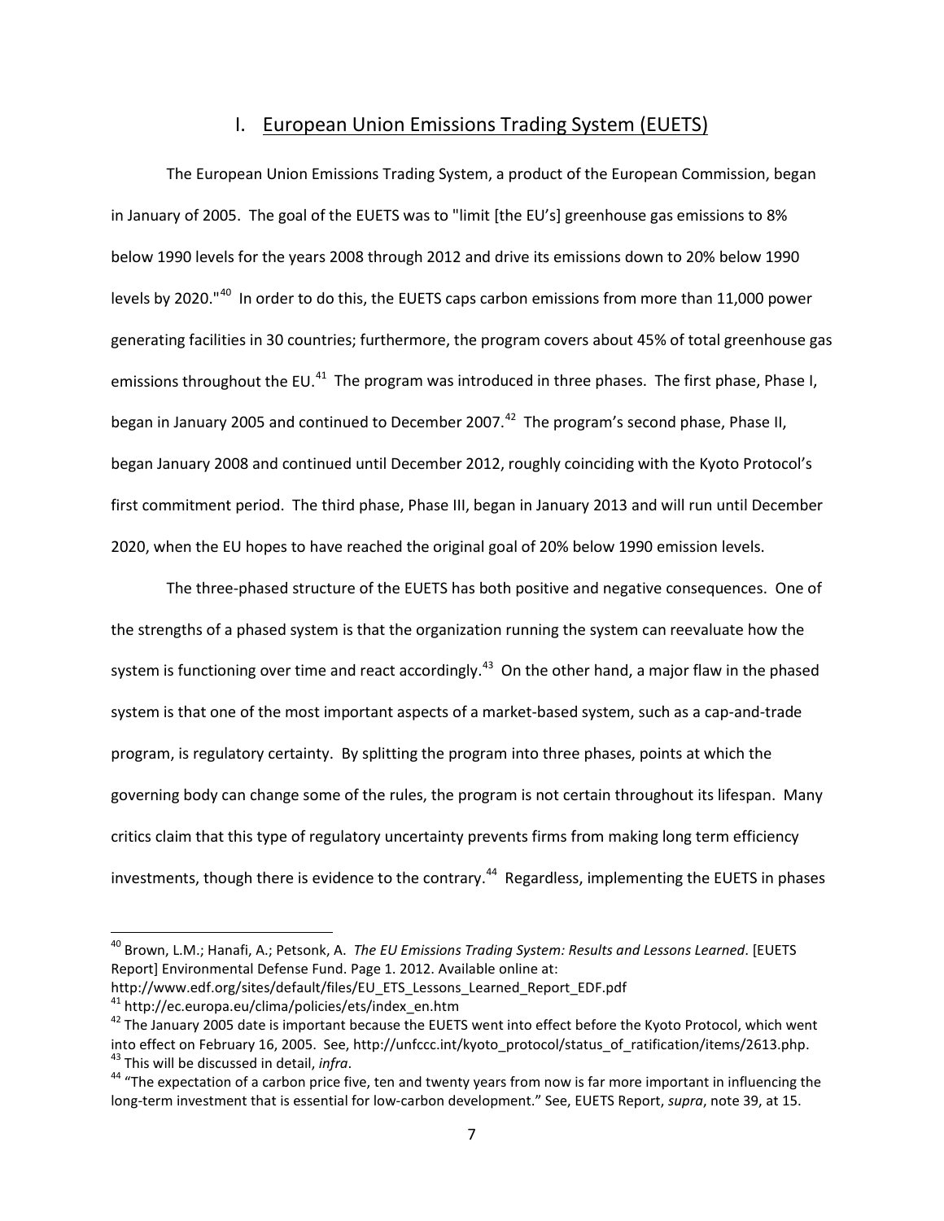## I. European Union Emissions Trading System (EUETS)

The European Union Emissions Trading System, a product of the European Commission, began in January of 2005. The goal of the EUETS was to "limit [the EU's] greenhouse gas emissions to 8% below 1990 levels for the years 2008 through 2012 and drive its emissions down to 20% below 1990 levels by 2020."[40] In order to do this, the EUETS caps carbon emissions from more than 11,000 power generating facilities in 30 countries; furthermore, the program covers about 45% of total greenhouse gas emissions throughout the EU.[41] The program was introduced in three phases. The first phase, Phase I, began in January 2005 and continued to December 2007.[42] The program's second phase, Phase II, began January 2008 and continued until December 2012, roughly coinciding with the Kyoto Protocol's first commitment period. The third phase, Phase III, began in January 2013 and will run until December 2020, when the EU hopes to have reached the original goal of 20% below 1990 emission levels.

The three-phased structure of the EUETS has both positive and negative consequences. One of the strengths of a phased system is that the organization running the system can reevaluate how the system is functioning over time and react accordingly.[43] On the other hand, a major flaw in the phased system is that one of the most important aspects of a market-based system, such as a cap-and-trade program, is regulatory certainty. By splitting the program into three phases, points at which the governing body can change some of the rules, the program is not certain throughout its lifespan. Many critics claim that this type of regulatory uncertainty prevents firms from making long term efficiency investments, though there is evidence to the contrary.[44] Regardless, implementing the EUETS in phases

---

[40] Brown, L.M.; Hanafi, A.; Petsonk, A. *The EU Emissions Trading System: Results and Lessons Learned*. [EUETS Report] Environmental Defense Fund. Page 1. 2012. Available online at: http://www.edf.org/sites/default/files/EU_ETS_Lessons_Learned_Report_EDF.pdf

[41] http://ec.europa.eu/clima/policies/ets/index_en.htm

[42] The January 2005 date is important because the EUETS went into effect before the Kyoto Protocol, which went into effect on February 16, 2005. See, http://unfccc.int/kyoto_protocol/status_of_ratification/items/2613.php.

[43] This will be discussed in detail, *infra*.

[44] "The expectation of a carbon price five, ten and twenty years from now is far more important in influencing the long-term investment that is essential for low-carbon development." See, EUETS Report, *supra*, note 39, at 15.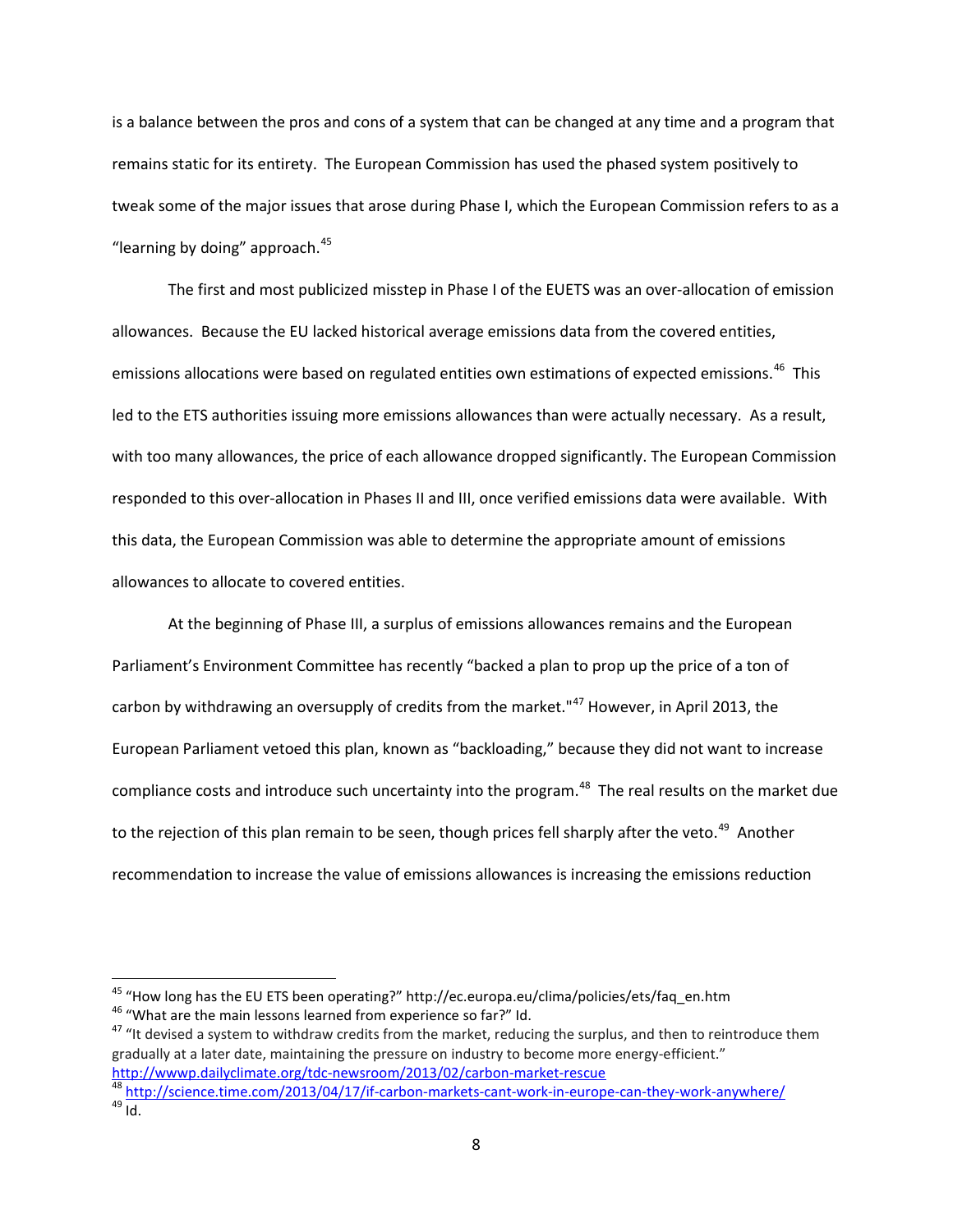is a balance between the pros and cons of a system that can be changed at any time and a program that remains static for its entirety. The European Commission has used the phased system positively to tweak some of the major issues that arose during Phase I, which the European Commission refers to as a "learning by doing" approach.[45]

The first and most publicized misstep in Phase I of the EUETS was an over-allocation of emission allowances. Because the EU lacked historical average emissions data from the covered entities, emissions allocations were based on regulated entities own estimations of expected emissions.[46] This led to the ETS authorities issuing more emissions allowances than were actually necessary. As a result, with too many allowances, the price of each allowance dropped significantly. The European Commission responded to this over-allocation in Phases II and III, once verified emissions data were available. With this data, the European Commission was able to determine the appropriate amount of emissions allowances to allocate to covered entities.

At the beginning of Phase III, a surplus of emissions allowances remains and the European Parliament's Environment Committee has recently "backed a plan to prop up the price of a ton of carbon by withdrawing an oversupply of credits from the market."[47] However, in April 2013, the European Parliament vetoed this plan, known as "backloading," because they did not want to increase compliance costs and introduce such uncertainty into the program.[48] The real results on the market due to the rejection of this plan remain to be seen, though prices fell sharply after the veto.[49] Another recommendation to increase the value of emissions allowances is increasing the emissions reduction

---

[45] "How long has the EU ETS been operating?" http://ec.europa.eu/clima/policies/ets/faq_en.htm

[46] "What are the main lessons learned from experience so far?" Id.

[47] "It devised a system to withdraw credits from the market, reducing the surplus, and then to reintroduce them gradually at a later date, maintaining the pressure on industry to become more energy-efficient." http://wwwp.dailyclimate.org/tdc-newsroom/2013/02/carbon-market-rescue

[48] http://science.time.com/2013/04/17/if-carbon-markets-cant-work-in-europe-can-they-work-anywhere/

[49] Id.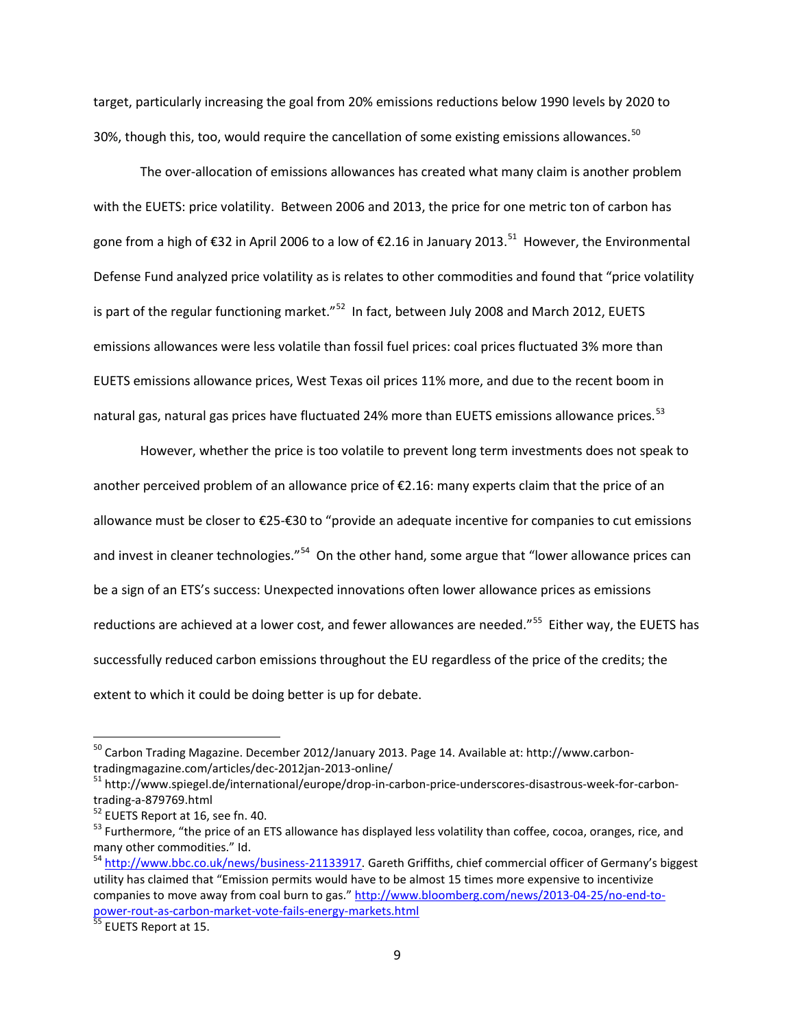target, particularly increasing the goal from 20% emissions reductions below 1990 levels by 2020 to 30%, though this, too, would require the cancellation of some existing emissions allowances.[50]

The over-allocation of emissions allowances has created what many claim is another problem with the EUETS: price volatility. Between 2006 and 2013, the price for one metric ton of carbon has gone from a high of €32 in April 2006 to a low of €2.16 in January 2013.[51] However, the Environmental Defense Fund analyzed price volatility as is relates to other commodities and found that "price volatility is part of the regular functioning market."[52] In fact, between July 2008 and March 2012, EUETS emissions allowances were less volatile than fossil fuel prices: coal prices fluctuated 3% more than EUETS emissions allowance prices, West Texas oil prices 11% more, and due to the recent boom in natural gas, natural gas prices have fluctuated 24% more than EUETS emissions allowance prices.[53]

However, whether the price is too volatile to prevent long term investments does not speak to another perceived problem of an allowance price of €2.16: many experts claim that the price of an allowance must be closer to €25-€30 to "provide an adequate incentive for companies to cut emissions and invest in cleaner technologies."[54] On the other hand, some argue that "lower allowance prices can be a sign of an ETS's success: Unexpected innovations often lower allowance prices as emissions reductions are achieved at a lower cost, and fewer allowances are needed."[55] Either way, the EUETS has successfully reduced carbon emissions throughout the EU regardless of the price of the credits; the extent to which it could be doing better is up for debate.

---

[50] Carbon Trading Magazine. December 2012/January 2013. Page 14. Available at: http://www.carbon-tradingmagazine.com/articles/dec-2012jan-2013-online/

[51] http://www.spiegel.de/international/europe/drop-in-carbon-price-underscores-disastrous-week-for-carbon-trading-a-879769.html

[52] EUETS Report at 16, see fn. 40.

[53] Furthermore, "the price of an ETS allowance has displayed less volatility than coffee, cocoa, oranges, rice, and many other commodities." Id.

[54] http://www.bbc.co.uk/news/business-21133917. Gareth Griffiths, chief commercial officer of Germany's biggest utility has claimed that "Emission permits would have to be almost 15 times more expensive to incentivize companies to move away from coal burn to gas." http://www.bloomberg.com/news/2013-04-25/no-end-to-power-rout-as-carbon-market-vote-fails-energy-markets.html

[55] EUETS Report at 15.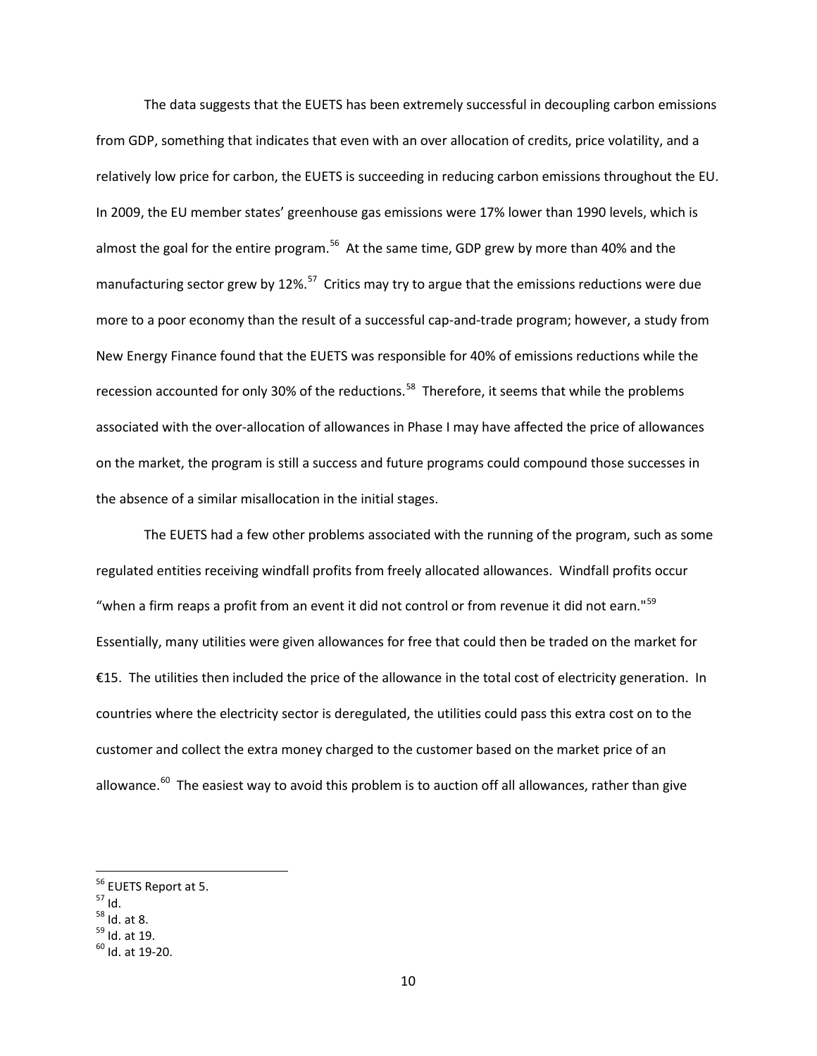The data suggests that the EUETS has been extremely successful in decoupling carbon emissions from GDP, something that indicates that even with an over allocation of credits, price volatility, and a relatively low price for carbon, the EUETS is succeeding in reducing carbon emissions throughout the EU. In 2009, the EU member states' greenhouse gas emissions were 17% lower than 1990 levels, which is almost the goal for the entire program.[56] At the same time, GDP grew by more than 40% and the manufacturing sector grew by 12%.[57] Critics may try to argue that the emissions reductions were due more to a poor economy than the result of a successful cap-and-trade program; however, a study from New Energy Finance found that the EUETS was responsible for 40% of emissions reductions while the recession accounted for only 30% of the reductions.[58] Therefore, it seems that while the problems associated with the over-allocation of allowances in Phase I may have affected the price of allowances on the market, the program is still a success and future programs could compound those successes in the absence of a similar misallocation in the initial stages.

The EUETS had a few other problems associated with the running of the program, such as some regulated entities receiving windfall profits from freely allocated allowances. Windfall profits occur "when a firm reaps a profit from an event it did not control or from revenue it did not earn."[59] Essentially, many utilities were given allowances for free that could then be traded on the market for €15. The utilities then included the price of the allowance in the total cost of electricity generation. In countries where the electricity sector is deregulated, the utilities could pass this extra cost on to the customer and collect the extra money charged to the customer based on the market price of an allowance.[60] The easiest way to avoid this problem is to auction off all allowances, rather than give

---

[56] EUETS Report at 5.
[57] Id.
[58] Id. at 8.
[59] Id. at 19.
[60] Id. at 19-20.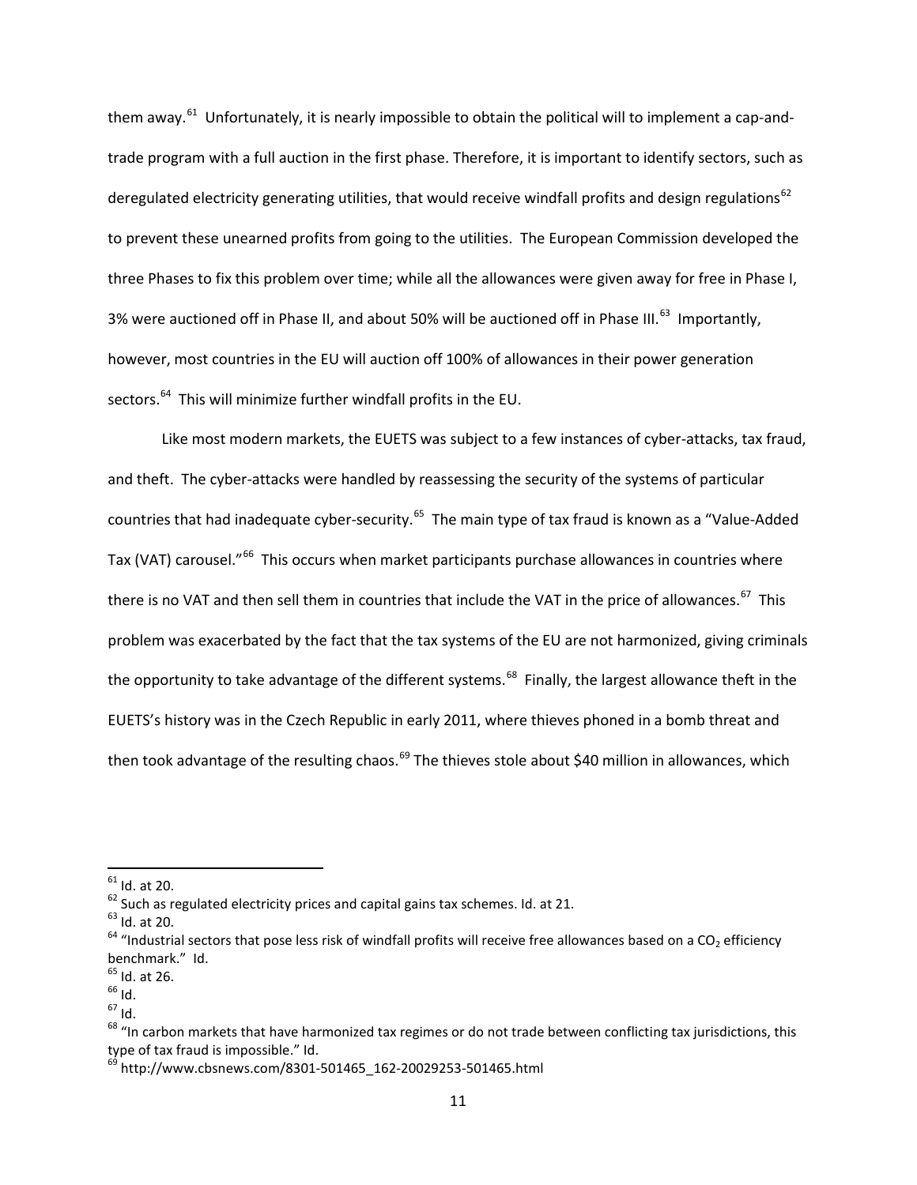them away.[61] Unfortunately, it is nearly impossible to obtain the political will to implement a cap-and-trade program with a full auction in the first phase. Therefore, it is important to identify sectors, such as deregulated electricity generating utilities, that would receive windfall profits and design regulations[62] to prevent these unearned profits from going to the utilities. The European Commission developed the three Phases to fix this problem over time; while all the allowances were given away for free in Phase I, 3% were auctioned off in Phase II, and about 50% will be auctioned off in Phase III.[63] Importantly, however, most countries in the EU will auction off 100% of allowances in their power generation sectors.[64] This will minimize further windfall profits in the EU.

Like most modern markets, the EUETS was subject to a few instances of cyber-attacks, tax fraud, and theft. The cyber-attacks were handled by reassessing the security of the systems of particular countries that had inadequate cyber-security.[65] The main type of tax fraud is known as a "Value-Added Tax (VAT) carousel."[66] This occurs when market participants purchase allowances in countries where there is no VAT and then sell them in countries that include the VAT in the price of allowances.[67] This problem was exacerbated by the fact that the tax systems of the EU are not harmonized, giving criminals the opportunity to take advantage of the different systems.[68] Finally, the largest allowance theft in the EUETS's history was in the Czech Republic in early 2011, where thieves phoned in a bomb threat and then took advantage of the resulting chaos.[69] The thieves stole about $40 million in allowances, which

---

[61] Id. at 20.

[62] Such as regulated electricity prices and capital gains tax schemes. Id. at 21.

[63] Id. at 20.

[64] "Industrial sectors that pose less risk of windfall profits will receive free allowances based on a $CO_2$ efficiency benchmark." Id.

[65] Id. at 26.

[66] Id.

[67] Id.

[68] "In carbon markets that have harmonized tax regimes or do not trade between conflicting tax jurisdictions, this type of tax fraud is impossible." Id.

[69] http://www.cbsnews.com/8301-501465_162-20029253-501465.html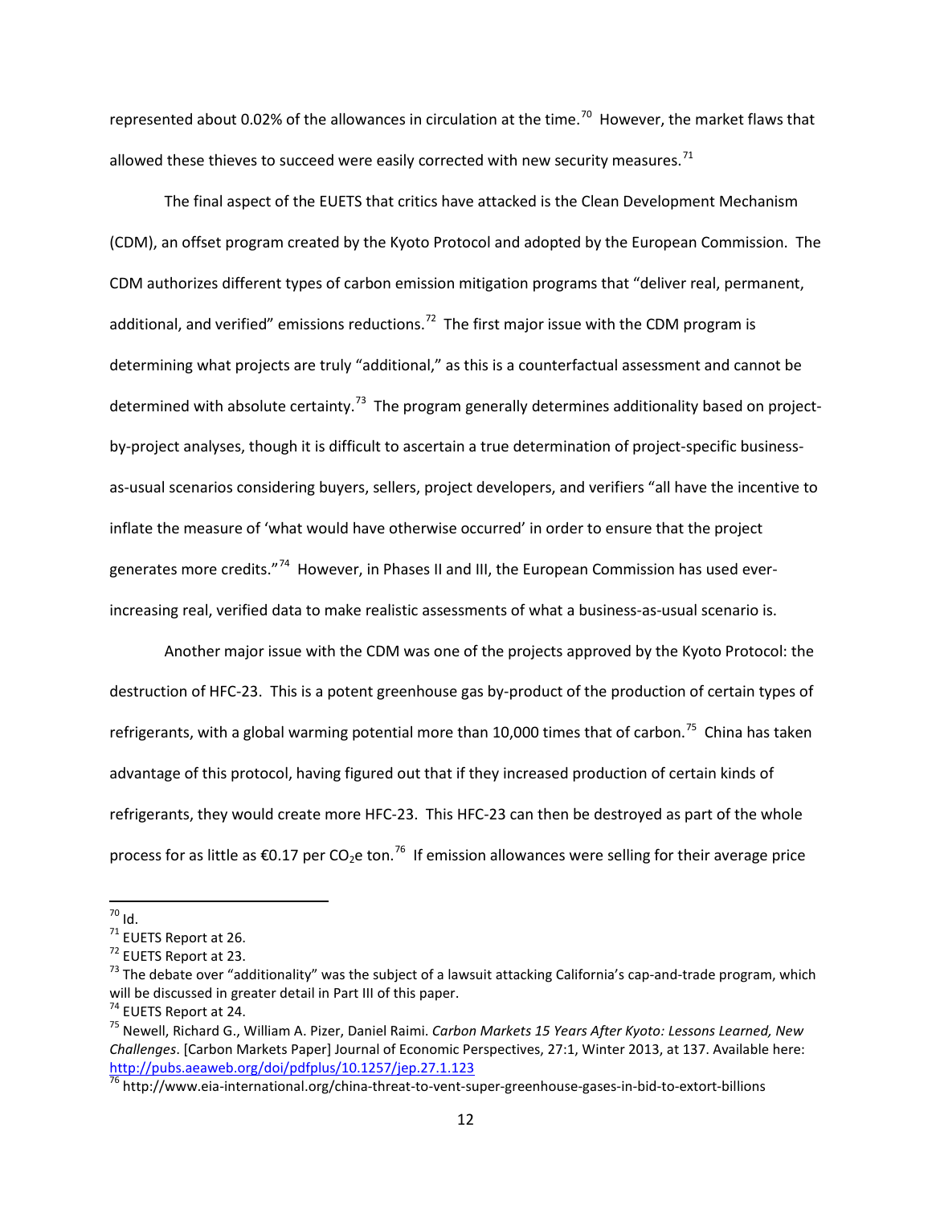represented about 0.02% of the allowances in circulation at the time.[70] However, the market flaws that allowed these thieves to succeed were easily corrected with new security measures.[71]

The final aspect of the EUETS that critics have attacked is the Clean Development Mechanism (CDM), an offset program created by the Kyoto Protocol and adopted by the European Commission. The CDM authorizes different types of carbon emission mitigation programs that "deliver real, permanent, additional, and verified" emissions reductions.[72] The first major issue with the CDM program is determining what projects are truly "additional," as this is a counterfactual assessment and cannot be determined with absolute certainty.[73] The program generally determines additionality based on project-by-project analyses, though it is difficult to ascertain a true determination of project-specific business-as-usual scenarios considering buyers, sellers, project developers, and verifiers "all have the incentive to inflate the measure of 'what would have otherwise occurred' in order to ensure that the project generates more credits."[74] However, in Phases II and III, the European Commission has used ever-increasing real, verified data to make realistic assessments of what a business-as-usual scenario is.

Another major issue with the CDM was one of the projects approved by the Kyoto Protocol: the destruction of HFC-23. This is a potent greenhouse gas by-product of the production of certain types of refrigerants, with a global warming potential more than 10,000 times that of carbon.[75] China has taken advantage of this protocol, having figured out that if they increased production of certain kinds of refrigerants, they would create more HFC-23. This HFC-23 can then be destroyed as part of the whole process for as little as €0.17 per $CO_2$e ton.[76] If emission allowances were selling for their average price

---

[70] Id.

[71] EUETS Report at 26.

[72] EUETS Report at 23.

[73] The debate over "additionality" was the subject of a lawsuit attacking California's cap-and-trade program, which will be discussed in greater detail in Part III of this paper.

[74] EUETS Report at 24.

[75] Newell, Richard G., William A. Pizer, Daniel Raimi. *Carbon Markets 15 Years After Kyoto: Lessons Learned, New Challenges*. [Carbon Markets Paper] Journal of Economic Perspectives, 27:1, Winter 2013, at 137. Available here: http://pubs.aeaweb.org/doi/pdfplus/10.1257/jep.27.1.123

[76] http://www.eia-international.org/china-threat-to-vent-super-greenhouse-gases-in-bid-to-extort-billions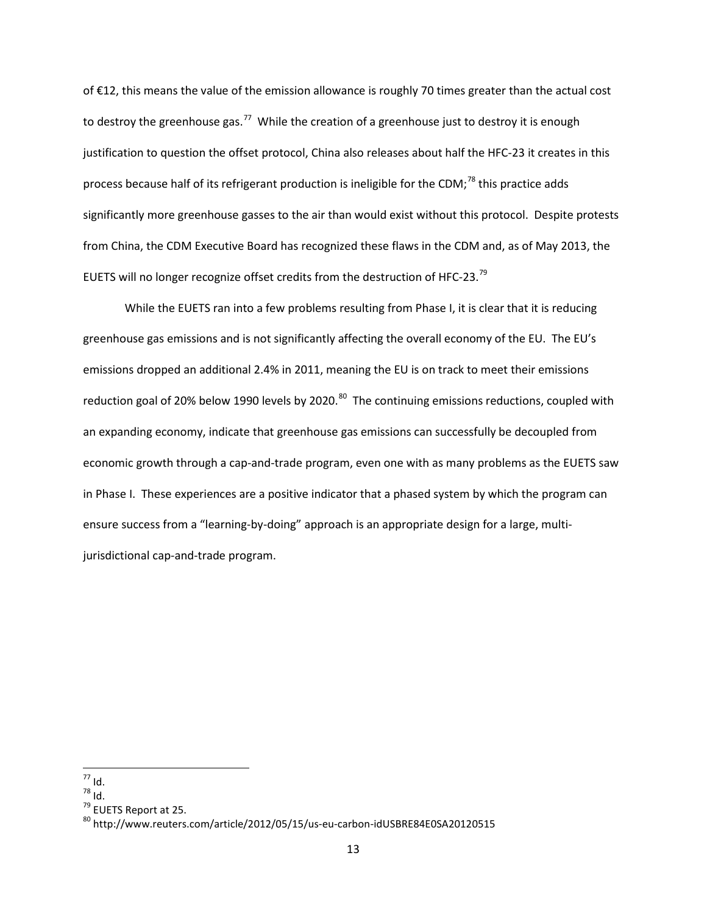of €12, this means the value of the emission allowance is roughly 70 times greater than the actual cost to destroy the greenhouse gas.[77] While the creation of a greenhouse just to destroy it is enough justification to question the offset protocol, China also releases about half the HFC-23 it creates in this process because half of its refrigerant production is ineligible for the CDM;[78] this practice adds significantly more greenhouse gasses to the air than would exist without this protocol. Despite protests from China, the CDM Executive Board has recognized these flaws in the CDM and, as of May 2013, the EUETS will no longer recognize offset credits from the destruction of HFC-23.[79]

While the EUETS ran into a few problems resulting from Phase I, it is clear that it is reducing greenhouse gas emissions and is not significantly affecting the overall economy of the EU. The EU's emissions dropped an additional 2.4% in 2011, meaning the EU is on track to meet their emissions reduction goal of 20% below 1990 levels by 2020.[80] The continuing emissions reductions, coupled with an expanding economy, indicate that greenhouse gas emissions can successfully be decoupled from economic growth through a cap-and-trade program, even one with as many problems as the EUETS saw in Phase I. These experiences are a positive indicator that a phased system by which the program can ensure success from a "learning-by-doing" approach is an appropriate design for a large, multi-jurisdictional cap-and-trade program.

---

[77] Id.

[78] Id.

[79] EUETS Report at 25.

[80] http://www.reuters.com/article/2012/05/15/us-eu-carbon-idUSBRE84E0SA20120515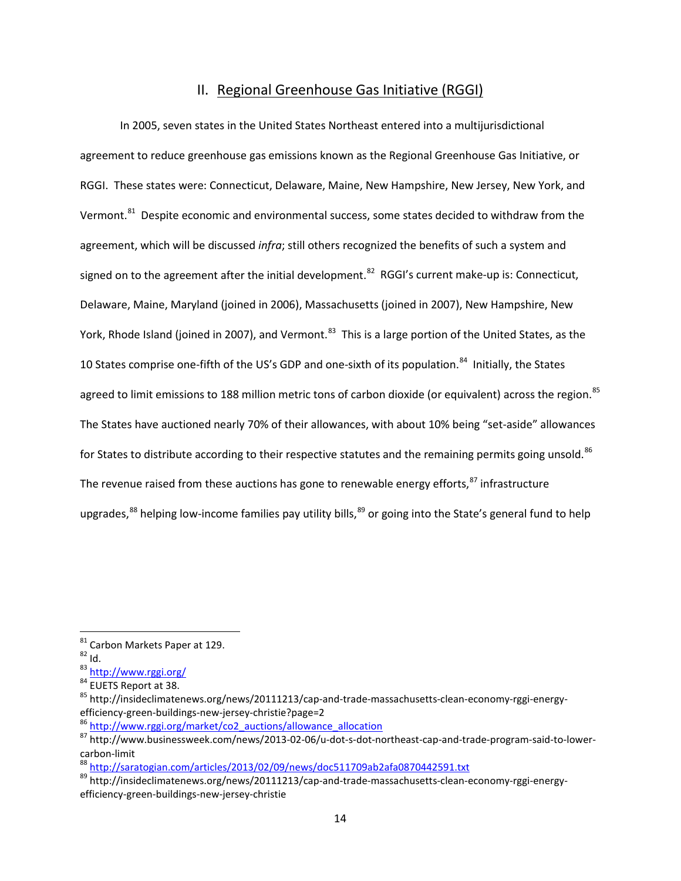## II. Regional Greenhouse Gas Initiative (RGGI)

In 2005, seven states in the United States Northeast entered into a multijurisdictional agreement to reduce greenhouse gas emissions known as the Regional Greenhouse Gas Initiative, or RGGI. These states were: Connecticut, Delaware, Maine, New Hampshire, New Jersey, New York, and Vermont.[81] Despite economic and environmental success, some states decided to withdraw from the agreement, which will be discussed *infra*; still others recognized the benefits of such a system and signed on to the agreement after the initial development.[82] RGGI's current make-up is: Connecticut, Delaware, Maine, Maryland (joined in 2006), Massachusetts (joined in 2007), New Hampshire, New York, Rhode Island (joined in 2007), and Vermont.[83] This is a large portion of the United States, as the 10 States comprise one-fifth of the US's GDP and one-sixth of its population.[84] Initially, the States agreed to limit emissions to 188 million metric tons of carbon dioxide (or equivalent) across the region.[85] The States have auctioned nearly 70% of their allowances, with about 10% being "set-aside" allowances for States to distribute according to their respective statutes and the remaining permits going unsold.[86] The revenue raised from these auctions has gone to renewable energy efforts,[87] infrastructure upgrades,[88] helping low-income families pay utility bills,[89] or going into the State's general fund to help

---

[81] Carbon Markets Paper at 129.

[82] Id.

[83] http://www.rggi.org/

[84] EUETS Report at 38.

[85] http://insideclimatenews.org/news/20111213/cap-and-trade-massachusetts-clean-economy-rggi-energy-efficiency-green-buildings-new-jersey-christie?page=2

[86] http://www.rggi.org/market/co2_auctions/allowance_allocation

[87] http://www.businessweek.com/news/2013-02-06/u-dot-s-dot-northeast-cap-and-trade-program-said-to-lower-carbon-limit

[88] http://saratogian.com/articles/2013/02/09/news/doc511709ab2afa0870442591.txt

[89] http://insideclimatenews.org/news/20111213/cap-and-trade-massachusetts-clean-economy-rggi-energy-efficiency-green-buildings-new-jersey-christie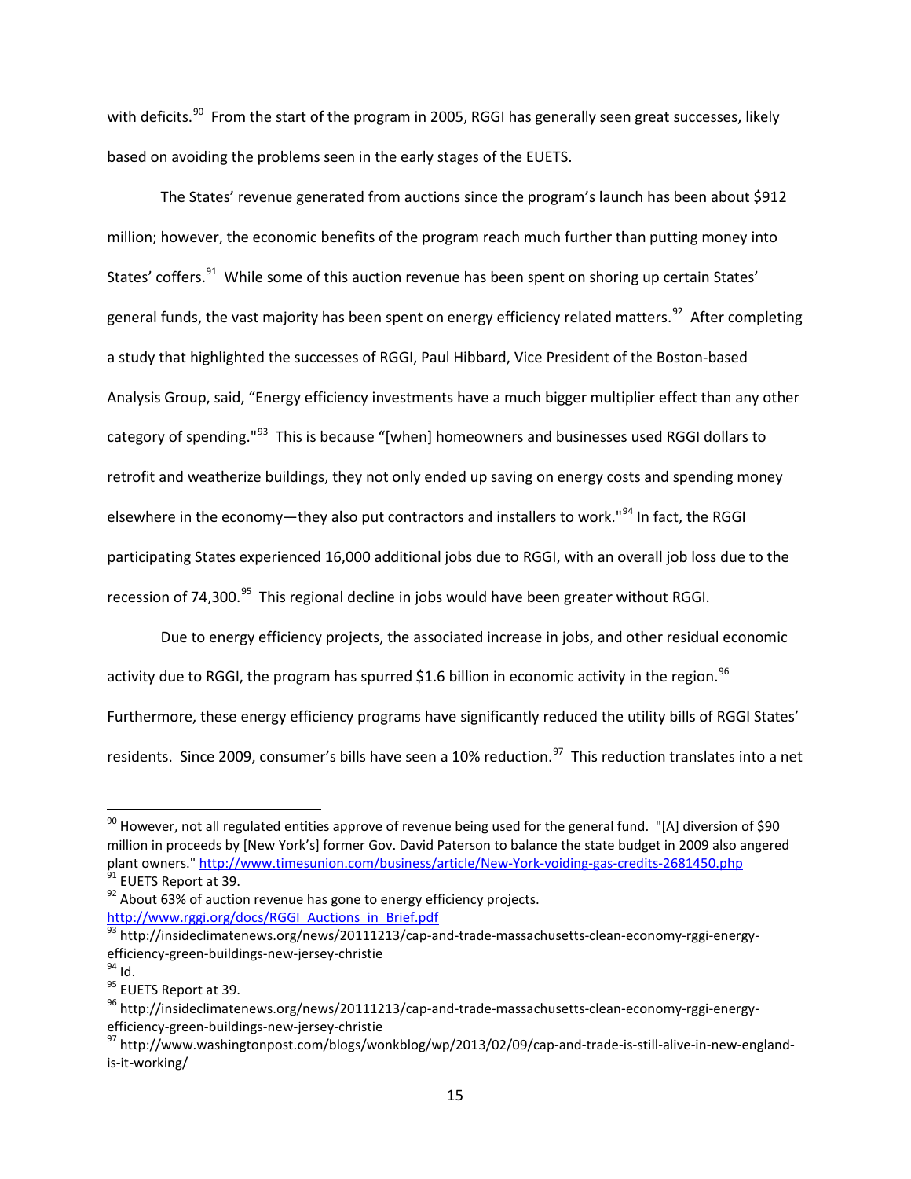with deficits.[90] From the start of the program in 2005, RGGI has generally seen great successes, likely based on avoiding the problems seen in the early stages of the EUETS.

The States' revenue generated from auctions since the program's launch has been about $912 million; however, the economic benefits of the program reach much further than putting money into States' coffers.[91] While some of this auction revenue has been spent on shoring up certain States' general funds, the vast majority has been spent on energy efficiency related matters.[92] After completing a study that highlighted the successes of RGGI, Paul Hibbard, Vice President of the Boston-based Analysis Group, said, "Energy efficiency investments have a much bigger multiplier effect than any other category of spending."[93] This is because "[when] homeowners and businesses used RGGI dollars to retrofit and weatherize buildings, they not only ended up saving on energy costs and spending money elsewhere in the economy—they also put contractors and installers to work."[94] In fact, the RGGI participating States experienced 16,000 additional jobs due to RGGI, with an overall job loss due to the recession of 74,300.[95] This regional decline in jobs would have been greater without RGGI.

Due to energy efficiency projects, the associated increase in jobs, and other residual economic activity due to RGGI, the program has spurred $1.6 billion in economic activity in the region.[96] Furthermore, these energy efficiency programs have significantly reduced the utility bills of RGGI States' residents. Since 2009, consumer's bills have seen a 10% reduction.[97] This reduction translates into a net

---

[90] However, not all regulated entities approve of revenue being used for the general fund. "[A] diversion of $90 million in proceeds by [New York's] former Gov. David Paterson to balance the state budget in 2009 also angered plant owners." http://www.timesunion.com/business/article/New-York-voiding-gas-credits-2681450.php

[91] EUETS Report at 39.

[92] About 63% of auction revenue has gone to energy efficiency projects. http://www.rggi.org/docs/RGGI_Auctions_in_Brief.pdf

[93] http://insideclimatenews.org/news/20111213/cap-and-trade-massachusetts-clean-economy-rggi-energy-efficiency-green-buildings-new-jersey-christie

[94] Id.

[95] EUETS Report at 39.

[96] http://insideclimatenews.org/news/20111213/cap-and-trade-massachusetts-clean-economy-rggi-energy-efficiency-green-buildings-new-jersey-christie

[97] http://www.washingtonpost.com/blogs/wonkblog/wp/2013/02/09/cap-and-trade-is-still-alive-in-new-england-is-it-working/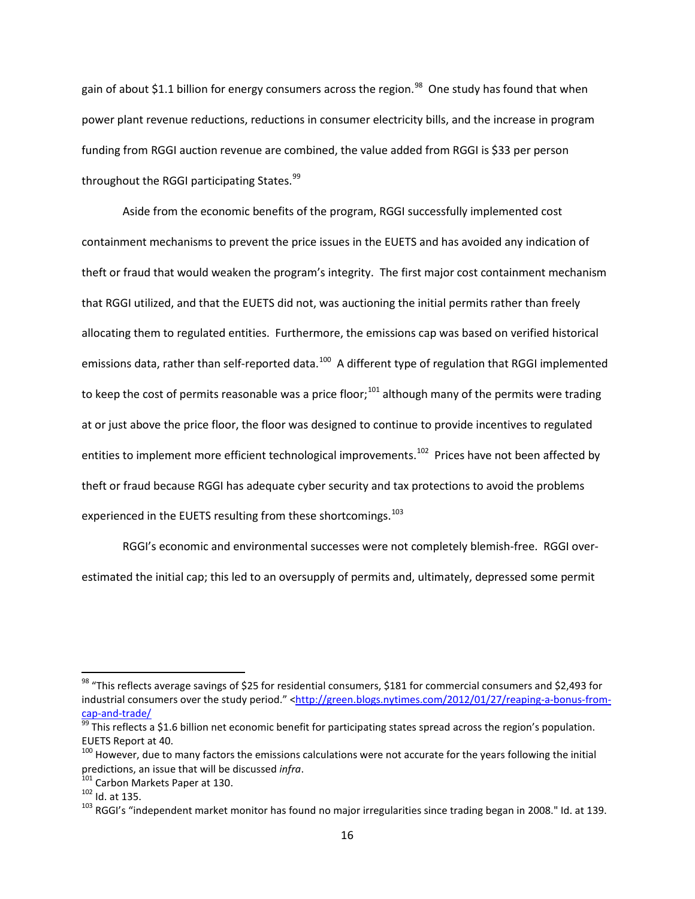gain of about $1.1 billion for energy consumers across the region.[98] One study has found that when power plant revenue reductions, reductions in consumer electricity bills, and the increase in program funding from RGGI auction revenue are combined, the value added from RGGI is $33 per person throughout the RGGI participating States.[99]

Aside from the economic benefits of the program, RGGI successfully implemented cost containment mechanisms to prevent the price issues in the EUETS and has avoided any indication of theft or fraud that would weaken the program's integrity. The first major cost containment mechanism that RGGI utilized, and that the EUETS did not, was auctioning the initial permits rather than freely allocating them to regulated entities. Furthermore, the emissions cap was based on verified historical emissions data, rather than self-reported data.[100] A different type of regulation that RGGI implemented to keep the cost of permits reasonable was a price floor;[101] although many of the permits were trading at or just above the price floor, the floor was designed to continue to provide incentives to regulated entities to implement more efficient technological improvements.[102] Prices have not been affected by theft or fraud because RGGI has adequate cyber security and tax protections to avoid the problems experienced in the EUETS resulting from these shortcomings.[103]

RGGI's economic and environmental successes were not completely blemish-free. RGGI over-estimated the initial cap; this led to an oversupply of permits and, ultimately, depressed some permit

---

[98] "This reflects average savings of $25 for residential consumers, $181 for commercial consumers and $2,493 for industrial consumers over the study period." <http://green.blogs.nytimes.com/2012/01/27/reaping-a-bonus-from-cap-and-trade/

[99] This reflects a $1.6 billion net economic benefit for participating states spread across the region's population. EUETS Report at 40.

[100] However, due to many factors the emissions calculations were not accurate for the years following the initial predictions, an issue that will be discussed *infra*.

[101] Carbon Markets Paper at 130.

[102] Id. at 135.

[103] RGGI's "independent market monitor has found no major irregularities since trading began in 2008." Id. at 139.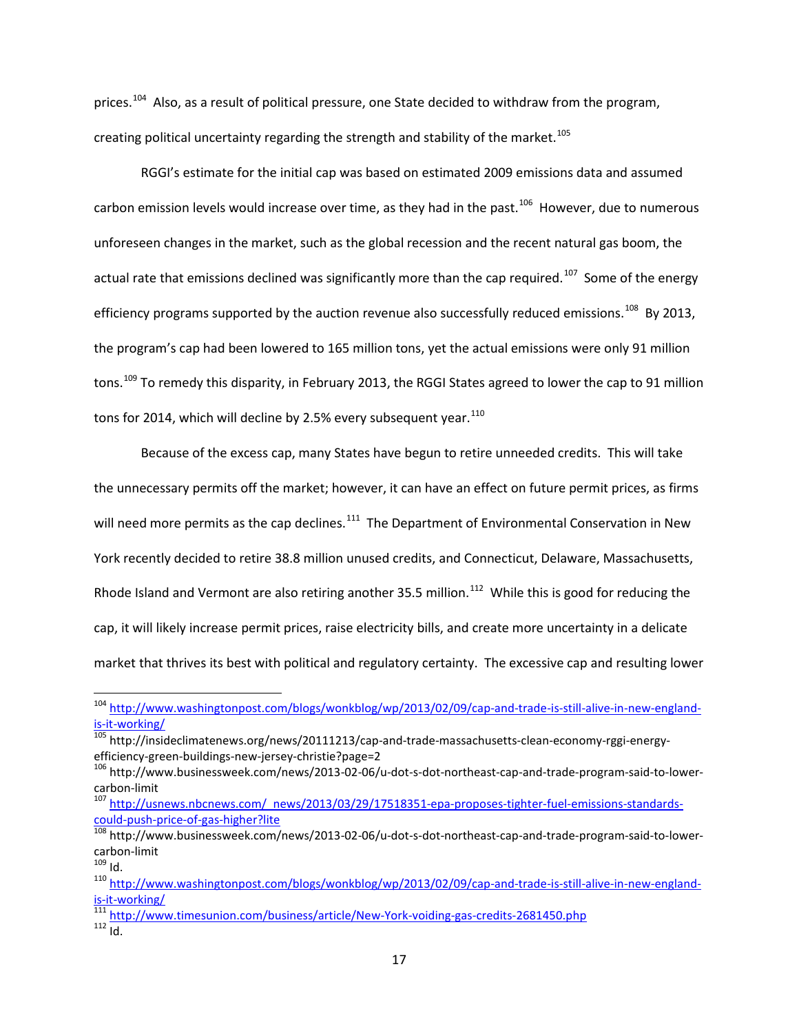prices.[104] Also, as a result of political pressure, one State decided to withdraw from the program, creating political uncertainty regarding the strength and stability of the market.[105]

RGGI's estimate for the initial cap was based on estimated 2009 emissions data and assumed carbon emission levels would increase over time, as they had in the past.[106] However, due to numerous unforeseen changes in the market, such as the global recession and the recent natural gas boom, the actual rate that emissions declined was significantly more than the cap required.[107] Some of the energy efficiency programs supported by the auction revenue also successfully reduced emissions.[108] By 2013, the program's cap had been lowered to 165 million tons, yet the actual emissions were only 91 million tons.[109] To remedy this disparity, in February 2013, the RGGI States agreed to lower the cap to 91 million tons for 2014, which will decline by 2.5% every subsequent year.[110]

Because of the excess cap, many States have begun to retire unneeded credits. This will take the unnecessary permits off the market; however, it can have an effect on future permit prices, as firms will need more permits as the cap declines.[111] The Department of Environmental Conservation in New York recently decided to retire 38.8 million unused credits, and Connecticut, Delaware, Massachusetts, Rhode Island and Vermont are also retiring another 35.5 million.[112] While this is good for reducing the cap, it will likely increase permit prices, raise electricity bills, and create more uncertainty in a delicate market that thrives its best with political and regulatory certainty. The excessive cap and resulting lower

---

[104] http://www.washingtonpost.com/blogs/wonkblog/wp/2013/02/09/cap-and-trade-is-still-alive-in-new-england-is-it-working/

[105] http://insideclimatenews.org/news/20111213/cap-and-trade-massachusetts-clean-economy-rggi-energy-efficiency-green-buildings-new-jersey-christie?page=2

[106] http://www.businessweek.com/news/2013-02-06/u-dot-s-dot-northeast-cap-and-trade-program-said-to-lower-carbon-limit

[107] http://usnews.nbcnews.com/_news/2013/03/29/17518351-epa-proposes-tighter-fuel-emissions-standards-could-push-price-of-gas-higher?lite

[108] http://www.businessweek.com/news/2013-02-06/u-dot-s-dot-northeast-cap-and-trade-program-said-to-lower-carbon-limit

[109] Id.

[110] http://www.washingtonpost.com/blogs/wonkblog/wp/2013/02/09/cap-and-trade-is-still-alive-in-new-england-is-it-working/

[111] http://www.timesunion.com/business/article/New-York-voiding-gas-credits-2681450.php

[112] Id.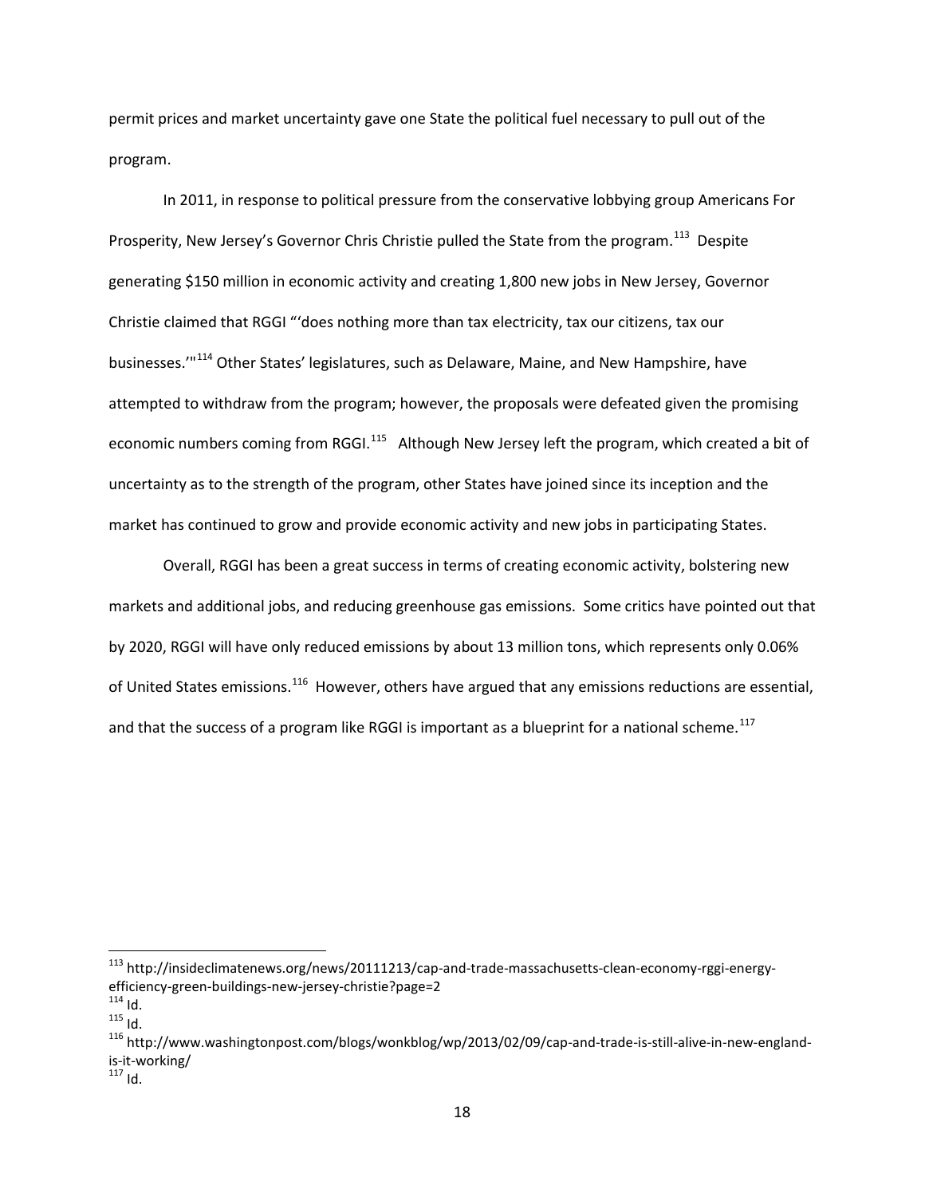permit prices and market uncertainty gave one State the political fuel necessary to pull out of the program.

In 2011, in response to political pressure from the conservative lobbying group Americans For Prosperity, New Jersey's Governor Chris Christie pulled the State from the program.[113] Despite generating $150 million in economic activity and creating 1,800 new jobs in New Jersey, Governor Christie claimed that RGGI "'does nothing more than tax electricity, tax our citizens, tax our businesses.'"[114] Other States' legislatures, such as Delaware, Maine, and New Hampshire, have attempted to withdraw from the program; however, the proposals were defeated given the promising economic numbers coming from RGGI.[115] Although New Jersey left the program, which created a bit of uncertainty as to the strength of the program, other States have joined since its inception and the market has continued to grow and provide economic activity and new jobs in participating States.

Overall, RGGI has been a great success in terms of creating economic activity, bolstering new markets and additional jobs, and reducing greenhouse gas emissions. Some critics have pointed out that by 2020, RGGI will have only reduced emissions by about 13 million tons, which represents only 0.06% of United States emissions.[116] However, others have argued that any emissions reductions are essential, and that the success of a program like RGGI is important as a blueprint for a national scheme.[117]

---

[113] http://insideclimatenews.org/news/20111213/cap-and-trade-massachusetts-clean-economy-rggi-energy-efficiency-green-buildings-new-jersey-christie?page=2

[114] Id.

[115] Id.

[116] http://www.washingtonpost.com/blogs/wonkblog/wp/2013/02/09/cap-and-trade-is-still-alive-in-new-england-is-it-working/

[117] Id.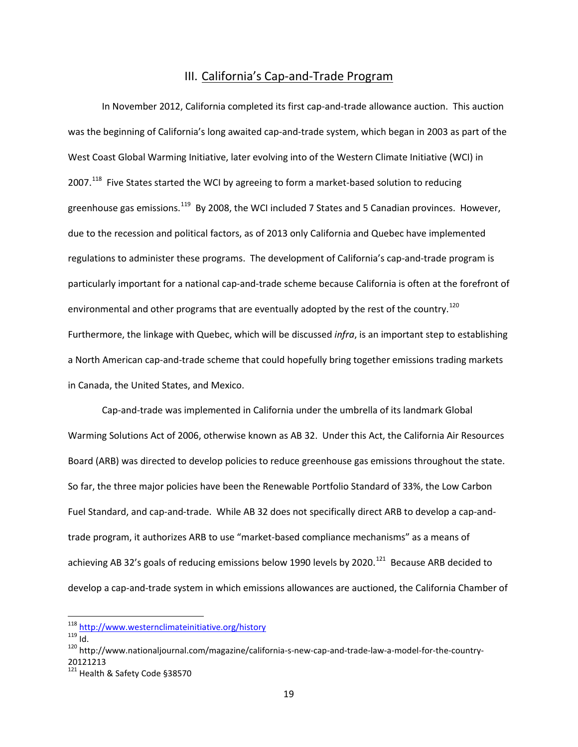## III. California's Cap-and-Trade Program

In November 2012, California completed its first cap-and-trade allowance auction. This auction was the beginning of California's long awaited cap-and-trade system, which began in 2003 as part of the West Coast Global Warming Initiative, later evolving into of the Western Climate Initiative (WCI) in 2007.[118] Five States started the WCI by agreeing to form a market-based solution to reducing greenhouse gas emissions.[119] By 2008, the WCI included 7 States and 5 Canadian provinces. However, due to the recession and political factors, as of 2013 only California and Quebec have implemented regulations to administer these programs. The development of California's cap-and-trade program is particularly important for a national cap-and-trade scheme because California is often at the forefront of environmental and other programs that are eventually adopted by the rest of the country.[120] Furthermore, the linkage with Quebec, which will be discussed *infra*, is an important step to establishing a North American cap-and-trade scheme that could hopefully bring together emissions trading markets in Canada, the United States, and Mexico.

Cap-and-trade was implemented in California under the umbrella of its landmark Global Warming Solutions Act of 2006, otherwise known as AB 32. Under this Act, the California Air Resources Board (ARB) was directed to develop policies to reduce greenhouse gas emissions throughout the state. So far, the three major policies have been the Renewable Portfolio Standard of 33%, the Low Carbon Fuel Standard, and cap-and-trade. While AB 32 does not specifically direct ARB to develop a cap-and-trade program, it authorizes ARB to use "market-based compliance mechanisms" as a means of achieving AB 32's goals of reducing emissions below 1990 levels by 2020.[121] Because ARB decided to develop a cap-and-trade system in which emissions allowances are auctioned, the California Chamber of

---

[118] http://www.westernclimateinitiative.org/history

[119] Id.

[120] http://www.nationaljournal.com/magazine/california-s-new-cap-and-trade-law-a-model-for-the-country-20121213

[121] Health & Safety Code §38570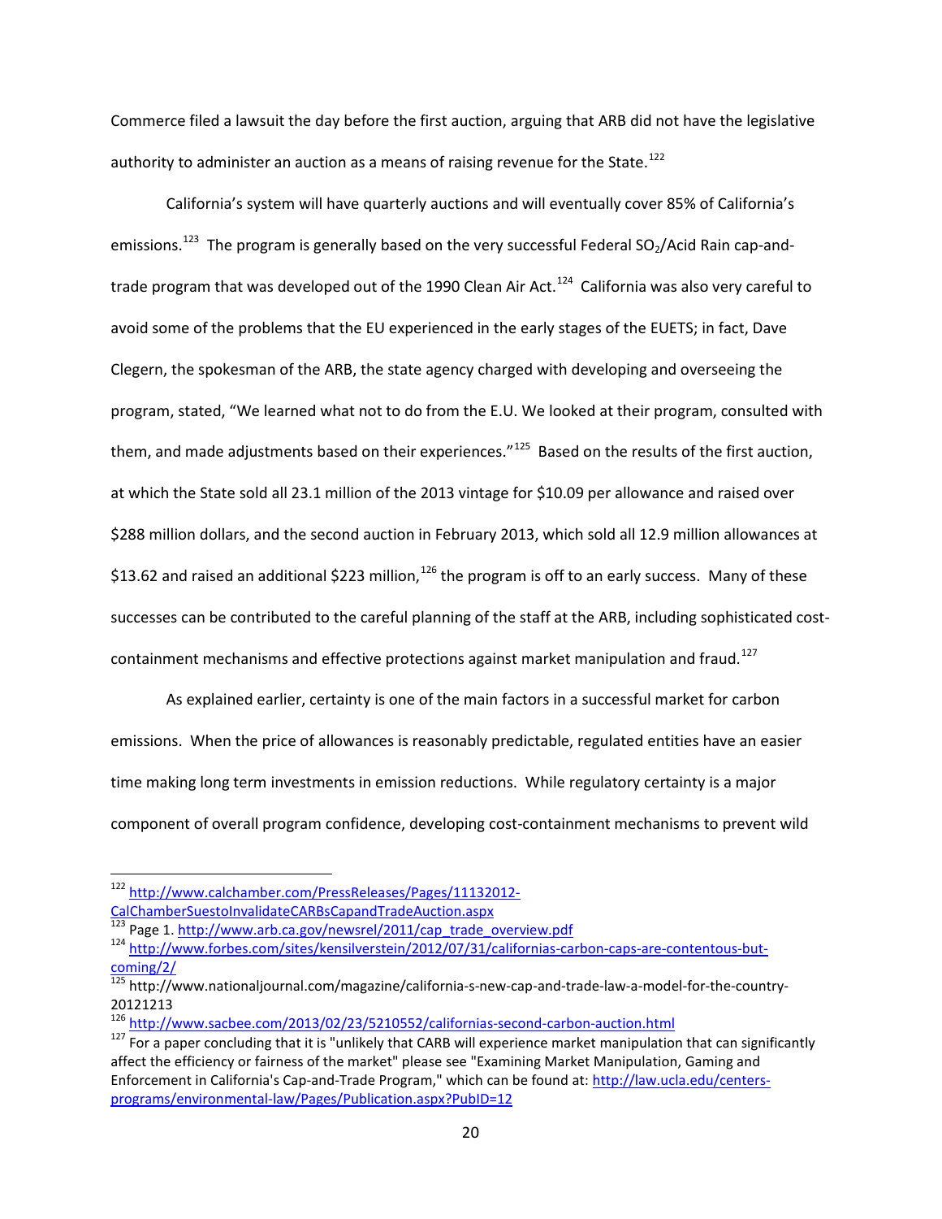Commerce filed a lawsuit the day before the first auction, arguing that ARB did not have the legislative authority to administer an auction as a means of raising revenue for the State.[122]

California's system will have quarterly auctions and will eventually cover 85% of California's emissions.[123] The program is generally based on the very successful Federal $SO_2$/Acid Rain cap-and-trade program that was developed out of the 1990 Clean Air Act.[124] California was also very careful to avoid some of the problems that the EU experienced in the early stages of the EUETS; in fact, Dave Clegern, the spokesman of the ARB, the state agency charged with developing and overseeing the program, stated, "We learned what not to do from the E.U. We looked at their program, consulted with them, and made adjustments based on their experiences."[125] Based on the results of the first auction, at which the State sold all 23.1 million of the 2013 vintage for $10.09 per allowance and raised over $288 million dollars, and the second auction in February 2013, which sold all 12.9 million allowances at $13.62 and raised an additional $223 million,[126] the program is off to an early success. Many of these successes can be contributed to the careful planning of the staff at the ARB, including sophisticated cost-containment mechanisms and effective protections against market manipulation and fraud.[127]

As explained earlier, certainty is one of the main factors in a successful market for carbon emissions. When the price of allowances is reasonably predictable, regulated entities have an easier time making long term investments in emission reductions. While regulatory certainty is a major component of overall program confidence, developing cost-containment mechanisms to prevent wild

---

[122] http://www.calchamber.com/PressReleases/Pages/11132012-CalChamberSuestoInvalidateCARBsCapandTradeAuction.aspx

[123] Page 1. http://www.arb.ca.gov/newsrel/2011/cap_trade_overview.pdf

[124] http://www.forbes.com/sites/kensilverstein/2012/07/31/californias-carbon-caps-are-contentous-but-coming/2/

[125] http://www.nationaljournal.com/magazine/california-s-new-cap-and-trade-law-a-model-for-the-country-20121213

[126] http://www.sacbee.com/2013/02/23/5210552/californias-second-carbon-auction.html

[127] For a paper concluding that it is "unlikely that CARB will experience market manipulation that can significantly affect the efficiency or fairness of the market" please see "Examining Market Manipulation, Gaming and Enforcement in California's Cap-and-Trade Program," which can be found at: http://law.ucla.edu/centers-programs/environmental-law/Pages/Publication.aspx?PubID=12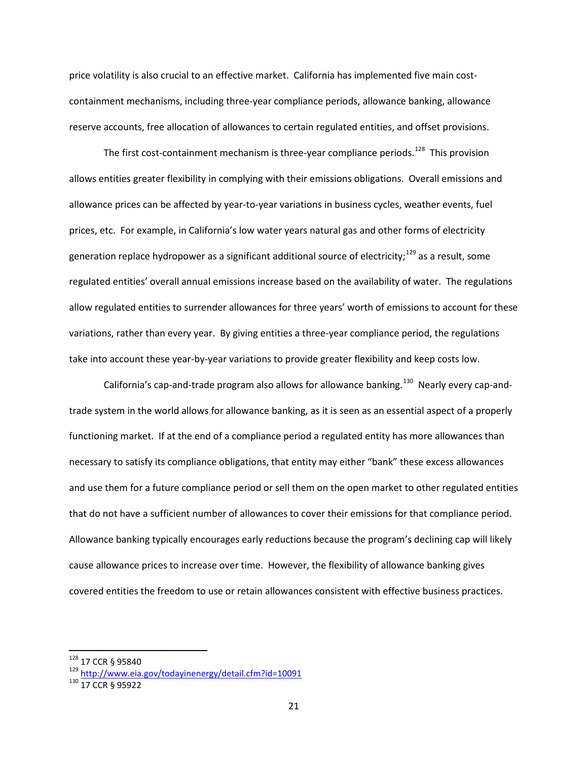price volatility is also crucial to an effective market. California has implemented five main cost-containment mechanisms, including three-year compliance periods, allowance banking, allowance reserve accounts, free allocation of allowances to certain regulated entities, and offset provisions.

The first cost-containment mechanism is three-year compliance periods.[128] This provision allows entities greater flexibility in complying with their emissions obligations. Overall emissions and allowance prices can be affected by year-to-year variations in business cycles, weather events, fuel prices, etc. For example, in California's low water years natural gas and other forms of electricity generation replace hydropower as a significant additional source of electricity;[129] as a result, some regulated entities' overall annual emissions increase based on the availability of water. The regulations allow regulated entities to surrender allowances for three years' worth of emissions to account for these variations, rather than every year. By giving entities a three-year compliance period, the regulations take into account these year-by-year variations to provide greater flexibility and keep costs low.

California's cap-and-trade program also allows for allowance banking.[130] Nearly every cap-and-trade system in the world allows for allowance banking, as it is seen as an essential aspect of a properly functioning market. If at the end of a compliance period a regulated entity has more allowances than necessary to satisfy its compliance obligations, that entity may either "bank" these excess allowances and use them for a future compliance period or sell them on the open market to other regulated entities that do not have a sufficient number of allowances to cover their emissions for that compliance period. Allowance banking typically encourages early reductions because the program's declining cap will likely cause allowance prices to increase over time. However, the flexibility of allowance banking gives covered entities the freedom to use or retain allowances consistent with effective business practices.

---

[128] 17 CCR § 95840

[129] http://www.eia.gov/todayinenergy/detail.cfm?id=10091

[130] 17 CCR § 95922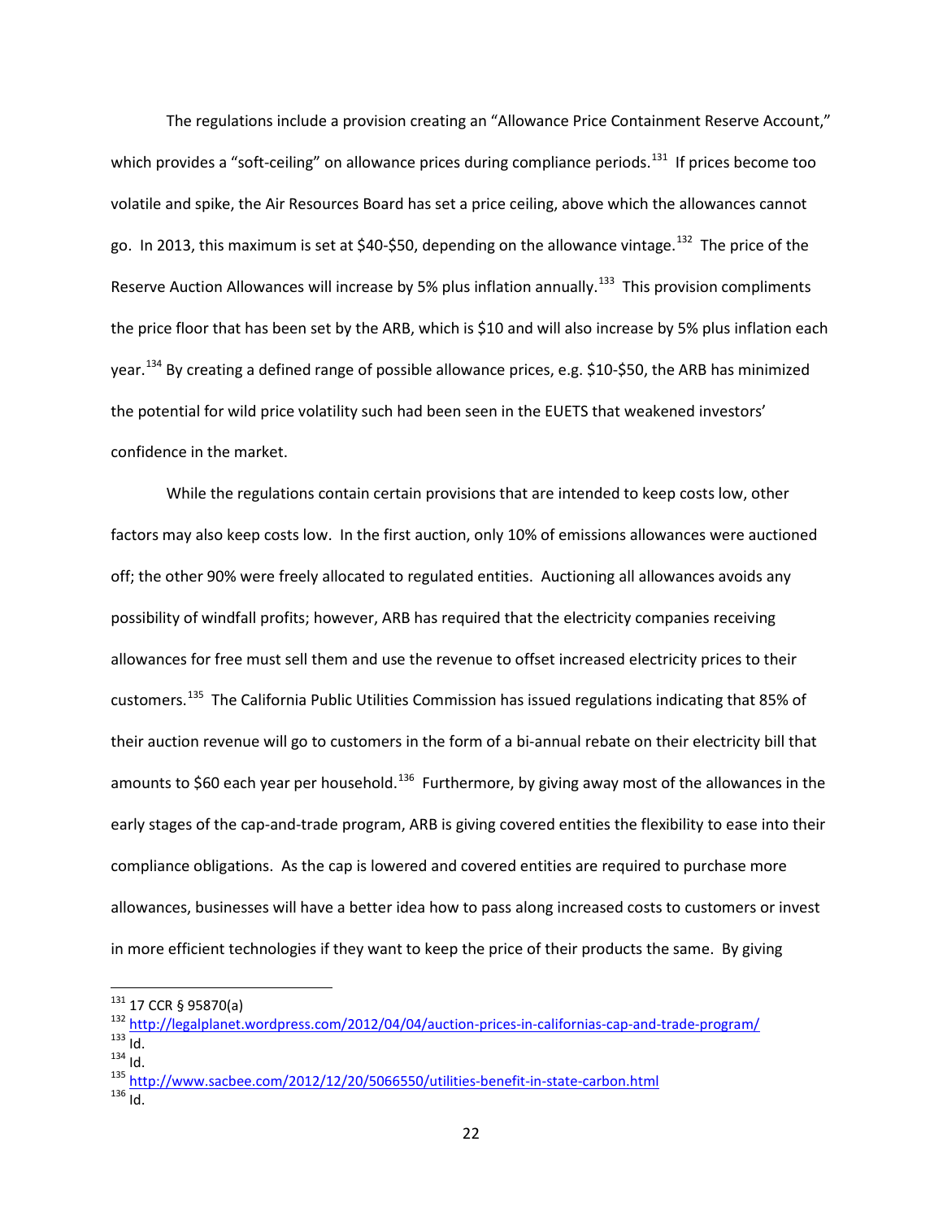The regulations include a provision creating an "Allowance Price Containment Reserve Account," which provides a "soft-ceiling" on allowance prices during compliance periods.[131] If prices become too volatile and spike, the Air Resources Board has set a price ceiling, above which the allowances cannot go. In 2013, this maximum is set at $40-$50, depending on the allowance vintage.[132] The price of the Reserve Auction Allowances will increase by 5% plus inflation annually.[133] This provision compliments the price floor that has been set by the ARB, which is $10 and will also increase by 5% plus inflation each year.[134] By creating a defined range of possible allowance prices, e.g. $10-$50, the ARB has minimized the potential for wild price volatility such had been seen in the EUETS that weakened investors' confidence in the market.

While the regulations contain certain provisions that are intended to keep costs low, other factors may also keep costs low. In the first auction, only 10% of emissions allowances were auctioned off; the other 90% were freely allocated to regulated entities. Auctioning all allowances avoids any possibility of windfall profits; however, ARB has required that the electricity companies receiving allowances for free must sell them and use the revenue to offset increased electricity prices to their customers.[135] The California Public Utilities Commission has issued regulations indicating that 85% of their auction revenue will go to customers in the form of a bi-annual rebate on their electricity bill that amounts to $60 each year per household.[136] Furthermore, by giving away most of the allowances in the early stages of the cap-and-trade program, ARB is giving covered entities the flexibility to ease into their compliance obligations. As the cap is lowered and covered entities are required to purchase more allowances, businesses will have a better idea how to pass along increased costs to customers or invest in more efficient technologies if they want to keep the price of their products the same. By giving

---

[131] 17 CCR § 95870(a)

[132] http://legalplanet.wordpress.com/2012/04/04/auction-prices-in-californias-cap-and-trade-program/

[133] Id.

[134] Id.

[135] http://www.sacbee.com/2012/12/20/5066550/utilities-benefit-in-state-carbon.html

[136] Id.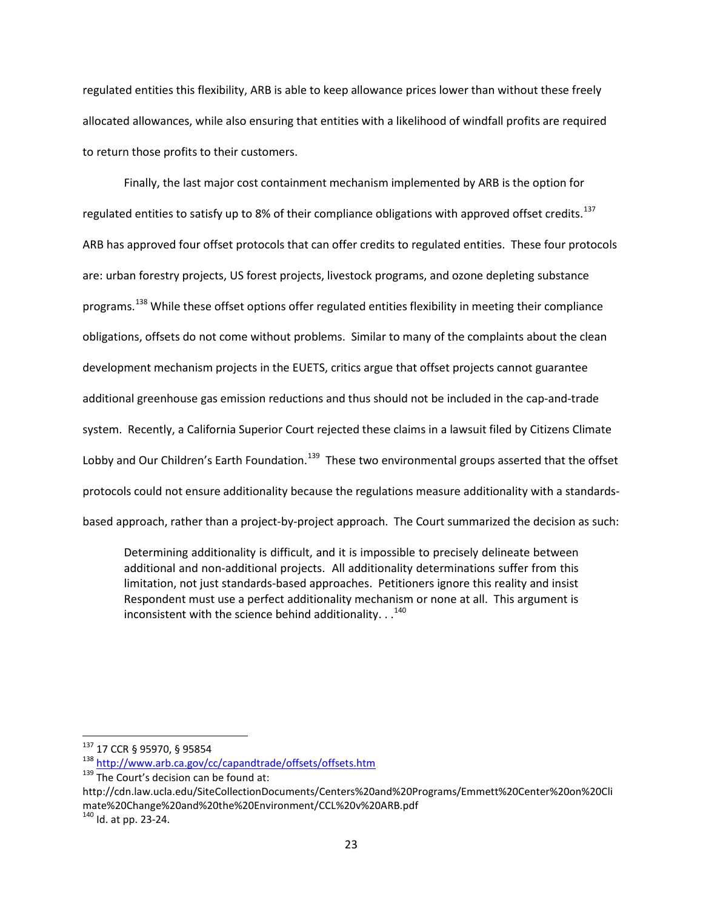regulated entities this flexibility, ARB is able to keep allowance prices lower than without these freely allocated allowances, while also ensuring that entities with a likelihood of windfall profits are required to return those profits to their customers.

Finally, the last major cost containment mechanism implemented by ARB is the option for regulated entities to satisfy up to 8% of their compliance obligations with approved offset credits.[137] ARB has approved four offset protocols that can offer credits to regulated entities. These four protocols are: urban forestry projects, US forest projects, livestock programs, and ozone depleting substance programs.[138] While these offset options offer regulated entities flexibility in meeting their compliance obligations, offsets do not come without problems. Similar to many of the complaints about the clean development mechanism projects in the EUETS, critics argue that offset projects cannot guarantee additional greenhouse gas emission reductions and thus should not be included in the cap-and-trade system. Recently, a California Superior Court rejected these claims in a lawsuit filed by Citizens Climate Lobby and Our Children's Earth Foundation.[139] These two environmental groups asserted that the offset protocols could not ensure additionality because the regulations measure additionality with a standards-based approach, rather than a project-by-project approach. The Court summarized the decision as such:

> Determining additionality is difficult, and it is impossible to precisely delineate between additional and non-additional projects. All additionality determinations suffer from this limitation, not just standards-based approaches. Petitioners ignore this reality and insist Respondent must use a perfect additionality mechanism or none at all. This argument is inconsistent with the science behind additionality. . .[140]

---

[137] 17 CCR § 95970, § 95854

[138] http://www.arb.ca.gov/cc/capandtrade/offsets/offsets.htm

[139] The Court's decision can be found at: http://cdn.law.ucla.edu/SiteCollectionDocuments/Centers%20and%20Programs/Emmett%20Center%20on%20Climate%20Change%20and%20the%20Environment/CCL%20v%20ARB.pdf

[140] Id. at pp. 23-24.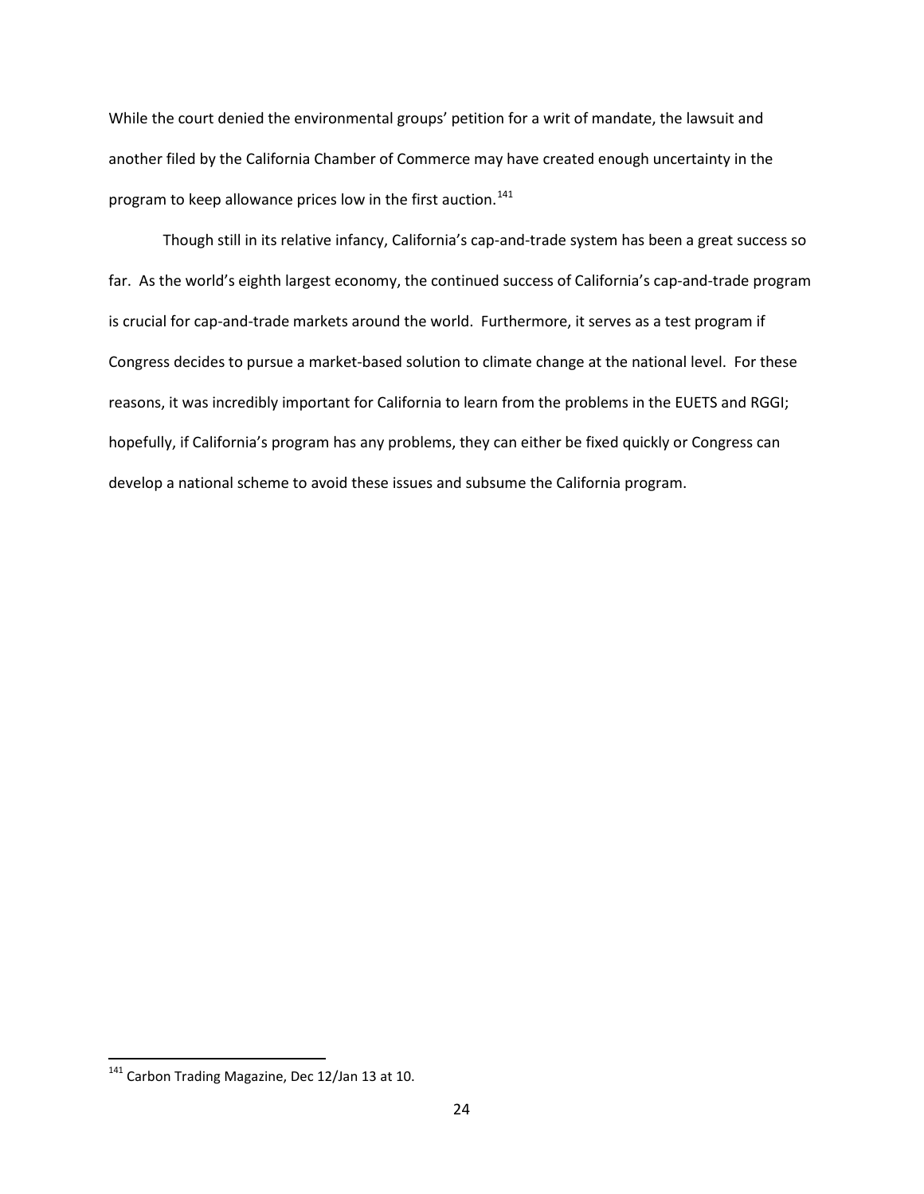While the court denied the environmental groups' petition for a writ of mandate, the lawsuit and another filed by the California Chamber of Commerce may have created enough uncertainty in the program to keep allowance prices low in the first auction.[141]

Though still in its relative infancy, California's cap-and-trade system has been a great success so far. As the world's eighth largest economy, the continued success of California's cap-and-trade program is crucial for cap-and-trade markets around the world. Furthermore, it serves as a test program if Congress decides to pursue a market-based solution to climate change at the national level. For these reasons, it was incredibly important for California to learn from the problems in the EUETS and RGGI; hopefully, if California's program has any problems, they can either be fixed quickly or Congress can develop a national scheme to avoid these issues and subsume the California program.

---

[141] Carbon Trading Magazine, Dec 12/Jan 13 at 10.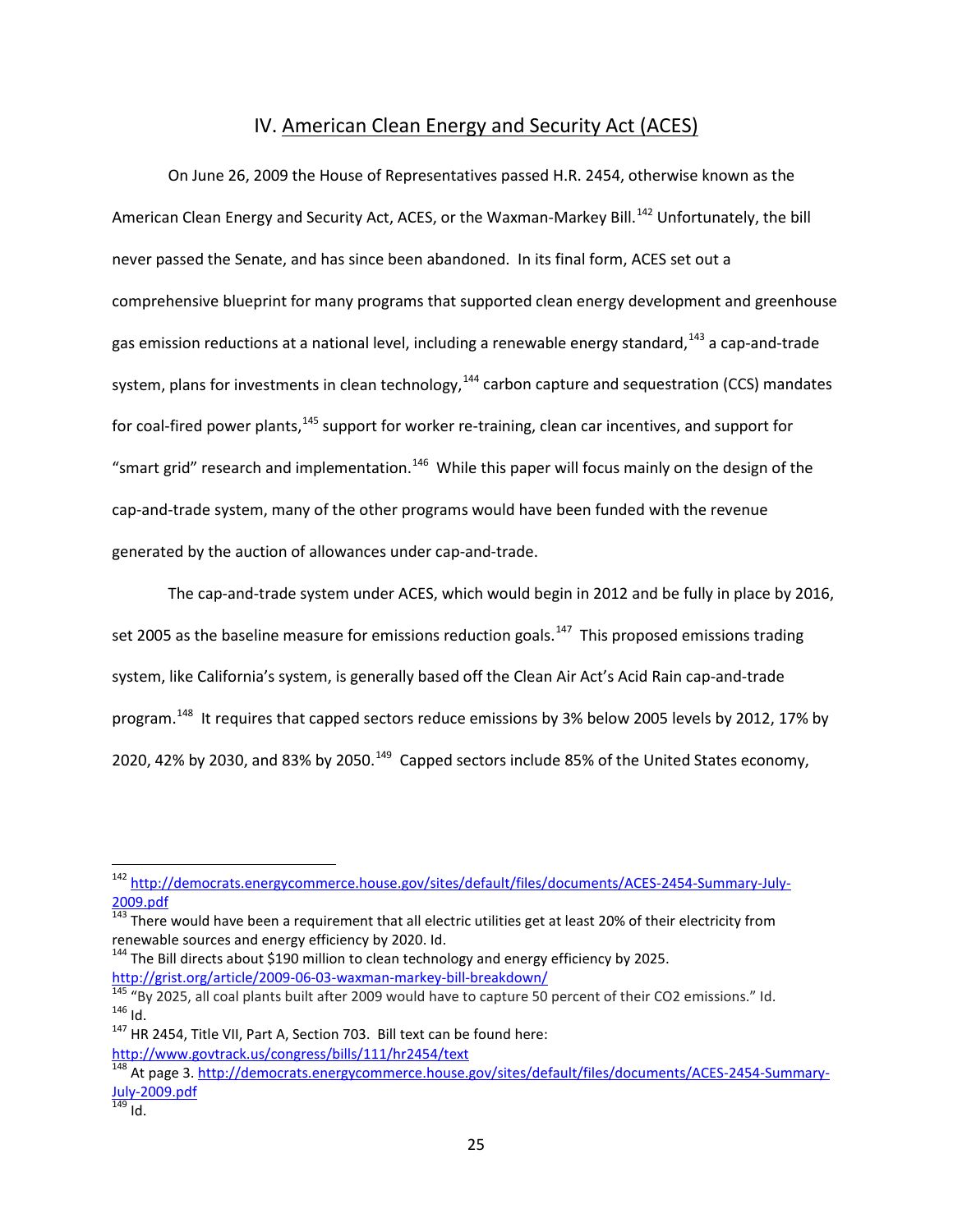## IV. American Clean Energy and Security Act (ACES)

On June 26, 2009 the House of Representatives passed H.R. 2454, otherwise known as the American Clean Energy and Security Act, ACES, or the Waxman-Markey Bill.[142] Unfortunately, the bill never passed the Senate, and has since been abandoned. In its final form, ACES set out a comprehensive blueprint for many programs that supported clean energy development and greenhouse gas emission reductions at a national level, including a renewable energy standard,[143] a cap-and-trade system, plans for investments in clean technology,[144] carbon capture and sequestration (CCS) mandates for coal-fired power plants,[145] support for worker re-training, clean car incentives, and support for "smart grid" research and implementation.[146] While this paper will focus mainly on the design of the cap-and-trade system, many of the other programs would have been funded with the revenue generated by the auction of allowances under cap-and-trade.

The cap-and-trade system under ACES, which would begin in 2012 and be fully in place by 2016, set 2005 as the baseline measure for emissions reduction goals.[147] This proposed emissions trading system, like California's system, is generally based off the Clean Air Act's Acid Rain cap-and-trade program.[148] It requires that capped sectors reduce emissions by 3% below 2005 levels by 2012, 17% by 2020, 42% by 2030, and 83% by 2050.[149] Capped sectors include 85% of the United States economy,

---

[142] http://democrats.energycommerce.house.gov/sites/default/files/documents/ACES-2454-Summary-July-2009.pdf

[143] There would have been a requirement that all electric utilities get at least 20% of their electricity from renewable sources and energy efficiency by 2020. Id.

[144] The Bill directs about $190 million to clean technology and energy efficiency by 2025. http://grist.org/article/2009-06-03-waxman-markey-bill-breakdown/

[145] "By 2025, all coal plants built after 2009 would have to capture 50 percent of their CO2 emissions." Id.

[146] Id.

[147] HR 2454, Title VII, Part A, Section 703. Bill text can be found here: http://www.govtrack.us/congress/bills/111/hr2454/text

[148] At page 3. http://democrats.energycommerce.house.gov/sites/default/files/documents/ACES-2454-Summary-July-2009.pdf

[149] Id.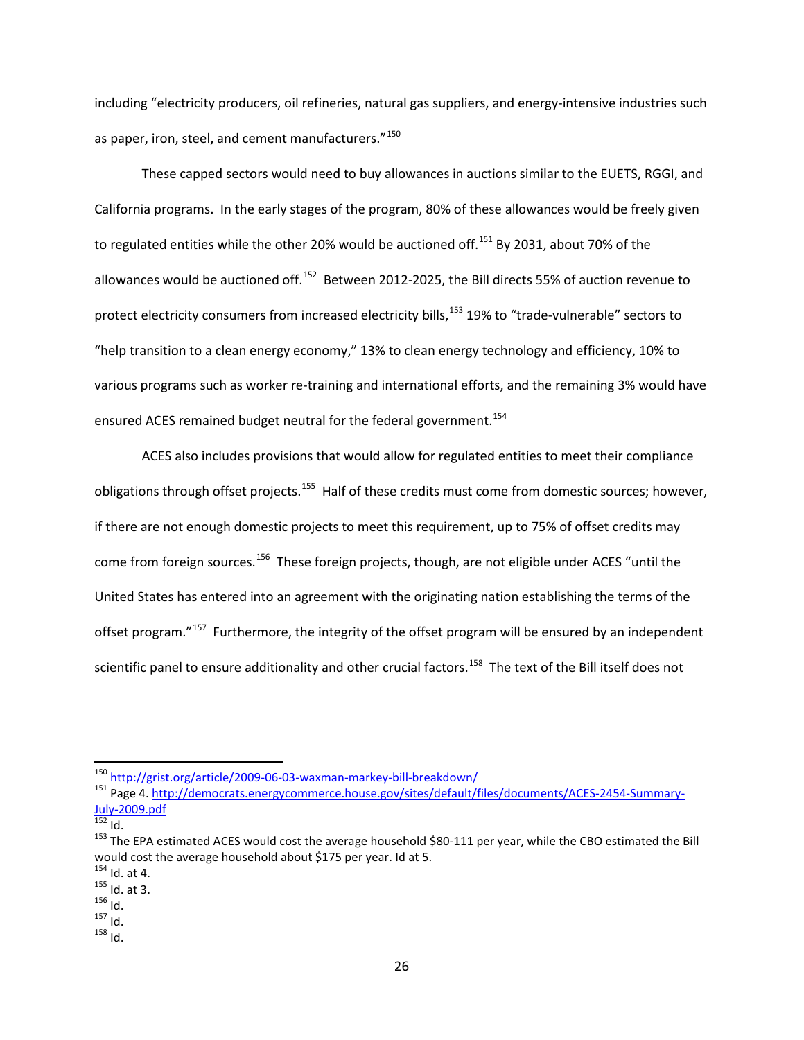including "electricity producers, oil refineries, natural gas suppliers, and energy-intensive industries such as paper, iron, steel, and cement manufacturers."[150]

These capped sectors would need to buy allowances in auctions similar to the EUETS, RGGI, and California programs. In the early stages of the program, 80% of these allowances would be freely given to regulated entities while the other 20% would be auctioned off.[151] By 2031, about 70% of the allowances would be auctioned off.[152] Between 2012-2025, the Bill directs 55% of auction revenue to protect electricity consumers from increased electricity bills,[153] 19% to "trade-vulnerable" sectors to "help transition to a clean energy economy," 13% to clean energy technology and efficiency, 10% to various programs such as worker re-training and international efforts, and the remaining 3% would have ensured ACES remained budget neutral for the federal government.[154]

ACES also includes provisions that would allow for regulated entities to meet their compliance obligations through offset projects.[155] Half of these credits must come from domestic sources; however, if there are not enough domestic projects to meet this requirement, up to 75% of offset credits may come from foreign sources.[156] These foreign projects, though, are not eligible under ACES "until the United States has entered into an agreement with the originating nation establishing the terms of the offset program."[157] Furthermore, the integrity of the offset program will be ensured by an independent scientific panel to ensure additionality and other crucial factors.[158] The text of the Bill itself does not

---

[150] http://grist.org/article/2009-06-03-waxman-markey-bill-breakdown/

[151] Page 4. http://democrats.energycommerce.house.gov/sites/default/files/documents/ACES-2454-Summary-July-2009.pdf

[152] Id.

[153] The EPA estimated ACES would cost the average household $80-111 per year, while the CBO estimated the Bill would cost the average household about $175 per year. Id at 5.

[154] Id. at 4.

[155] Id. at 3.

[156] Id.

[157] Id.

[158] Id.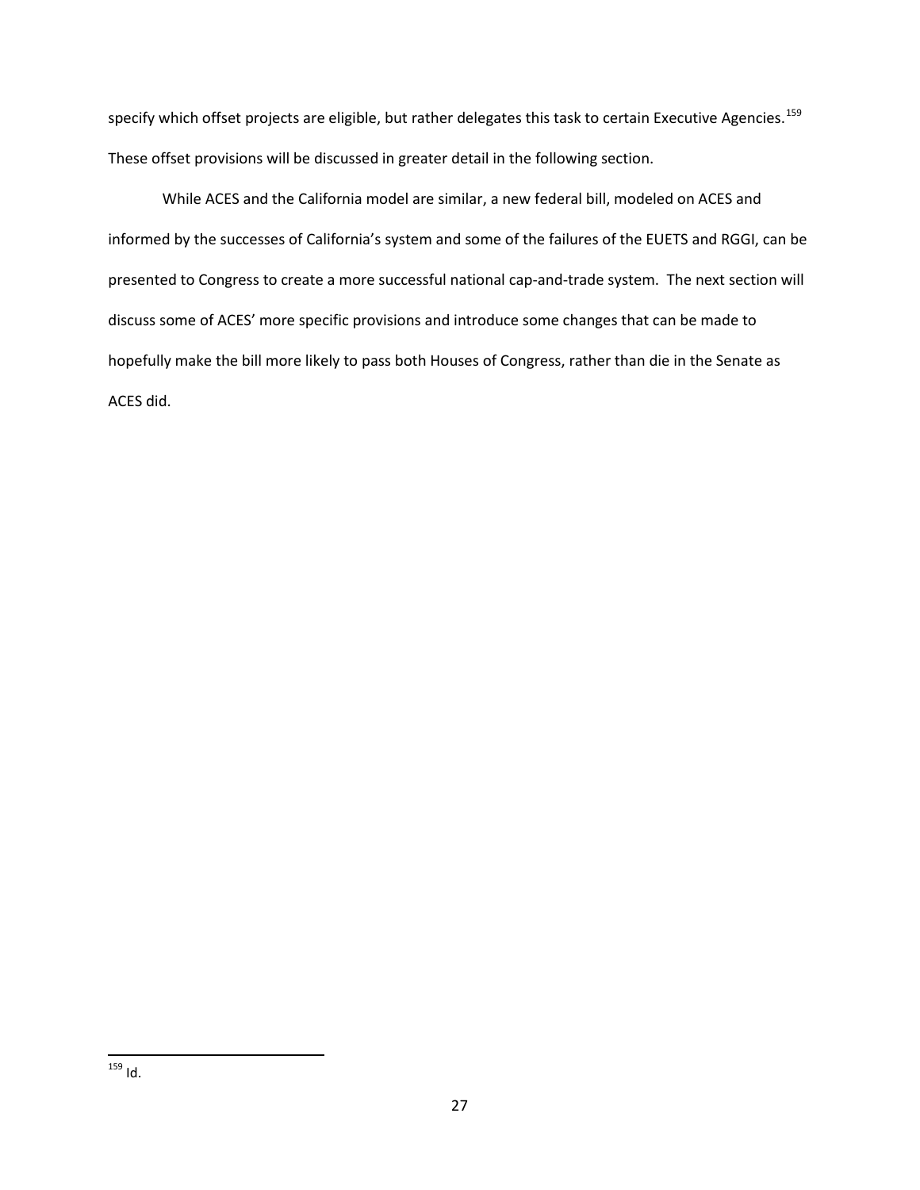specify which offset projects are eligible, but rather delegates this task to certain Executive Agencies.[159] These offset provisions will be discussed in greater detail in the following section.

While ACES and the California model are similar, a new federal bill, modeled on ACES and informed by the successes of California's system and some of the failures of the EUETS and RGGI, can be presented to Congress to create a more successful national cap-and-trade system. The next section will discuss some of ACES' more specific provisions and introduce some changes that can be made to hopefully make the bill more likely to pass both Houses of Congress, rather than die in the Senate as ACES did.

---

[159] Id.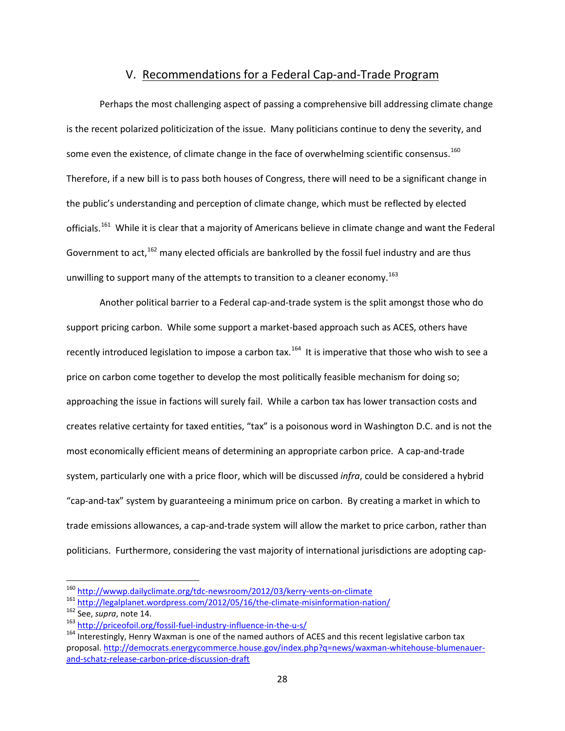## V. Recommendations for a Federal Cap-and-Trade Program

Perhaps the most challenging aspect of passing a comprehensive bill addressing climate change is the recent polarized politicization of the issue. Many politicians continue to deny the severity, and some even the existence, of climate change in the face of overwhelming scientific consensus.[160] Therefore, if a new bill is to pass both houses of Congress, there will need to be a significant change in the public's understanding and perception of climate change, which must be reflected by elected officials.[161] While it is clear that a majority of Americans believe in climate change and want the Federal Government to act,[162] many elected officials are bankrolled by the fossil fuel industry and are thus unwilling to support many of the attempts to transition to a cleaner economy.[163]

Another political barrier to a Federal cap-and-trade system is the split amongst those who do support pricing carbon. While some support a market-based approach such as ACES, others have recently introduced legislation to impose a carbon tax.[164] It is imperative that those who wish to see a price on carbon come together to develop the most politically feasible mechanism for doing so; approaching the issue in factions will surely fail. While a carbon tax has lower transaction costs and creates relative certainty for taxed entities, "tax" is a poisonous word in Washington D.C. and is not the most economically efficient means of determining an appropriate carbon price. A cap-and-trade system, particularly one with a price floor, which will be discussed *infra*, could be considered a hybrid "cap-and-tax" system by guaranteeing a minimum price on carbon. By creating a market in which to trade emissions allowances, a cap-and-trade system will allow the market to price carbon, rather than politicians. Furthermore, considering the vast majority of international jurisdictions are adopting cap-

---

[160] http://wwwp.dailyclimate.org/tdc-newsroom/2012/03/kerry-vents-on-climate

[161] http://legalplanet.wordpress.com/2012/05/16/the-climate-misinformation-nation/

[162] See, *supra*, note 14.

[163] http://priceofoil.org/fossil-fuel-industry-influence-in-the-u-s/

[164] Interestingly, Henry Waxman is one of the named authors of ACES and this recent legislative carbon tax proposal. http://democrats.energycommerce.house.gov/index.php?q=news/waxman-whitehouse-blumenauer-and-schatz-release-carbon-price-discussion-draft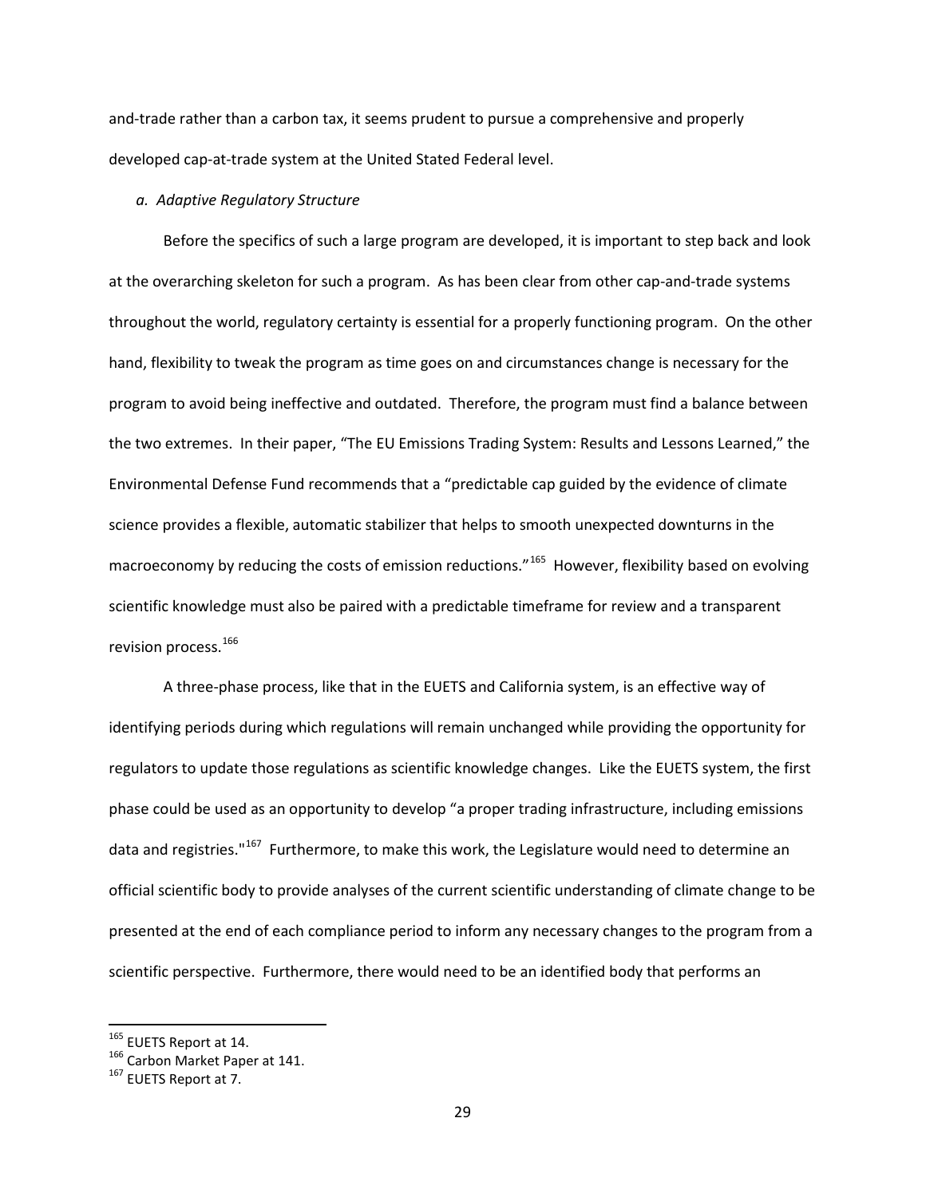and-trade rather than a carbon tax, it seems prudent to pursue a comprehensive and properly developed cap-at-trade system at the United Stated Federal level.

*a. Adaptive Regulatory Structure*

Before the specifics of such a large program are developed, it is important to step back and look at the overarching skeleton for such a program. As has been clear from other cap-and-trade systems throughout the world, regulatory certainty is essential for a properly functioning program. On the other hand, flexibility to tweak the program as time goes on and circumstances change is necessary for the program to avoid being ineffective and outdated. Therefore, the program must find a balance between the two extremes. In their paper, "The EU Emissions Trading System: Results and Lessons Learned," the Environmental Defense Fund recommends that a "predictable cap guided by the evidence of climate science provides a flexible, automatic stabilizer that helps to smooth unexpected downturns in the macroeconomy by reducing the costs of emission reductions."[165] However, flexibility based on evolving scientific knowledge must also be paired with a predictable timeframe for review and a transparent revision process.[166]

A three-phase process, like that in the EUETS and California system, is an effective way of identifying periods during which regulations will remain unchanged while providing the opportunity for regulators to update those regulations as scientific knowledge changes. Like the EUETS system, the first phase could be used as an opportunity to develop "a proper trading infrastructure, including emissions data and registries."[167] Furthermore, to make this work, the Legislature would need to determine an official scientific body to provide analyses of the current scientific understanding of climate change to be presented at the end of each compliance period to inform any necessary changes to the program from a scientific perspective. Furthermore, there would need to be an identified body that performs an

[165] EUETS Report at 14.

[166] Carbon Market Paper at 141.

[167] EUETS Report at 7.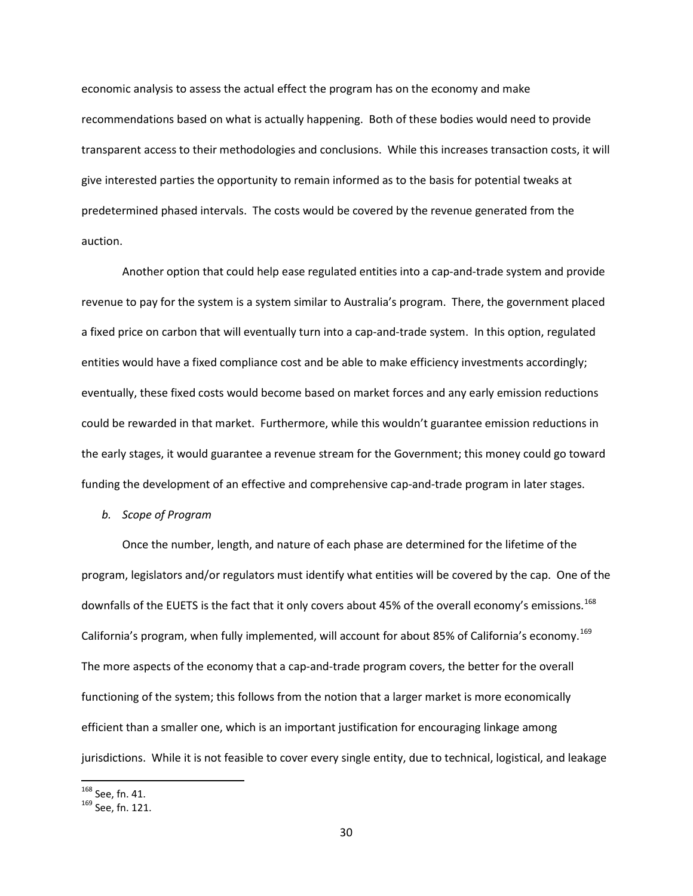economic analysis to assess the actual effect the program has on the economy and make recommendations based on what is actually happening. Both of these bodies would need to provide transparent access to their methodologies and conclusions. While this increases transaction costs, it will give interested parties the opportunity to remain informed as to the basis for potential tweaks at predetermined phased intervals. The costs would be covered by the revenue generated from the auction.

Another option that could help ease regulated entities into a cap-and-trade system and provide revenue to pay for the system is a system similar to Australia's program. There, the government placed a fixed price on carbon that will eventually turn into a cap-and-trade system. In this option, regulated entities would have a fixed compliance cost and be able to make efficiency investments accordingly; eventually, these fixed costs would become based on market forces and any early emission reductions could be rewarded in that market. Furthermore, while this wouldn't guarantee emission reductions in the early stages, it would guarantee a revenue stream for the Government; this money could go toward funding the development of an effective and comprehensive cap-and-trade program in later stages.

*b. Scope of Program*

Once the number, length, and nature of each phase are determined for the lifetime of the program, legislators and/or regulators must identify what entities will be covered by the cap. One of the downfalls of the EUETS is the fact that it only covers about 45% of the overall economy's emissions.[168] California's program, when fully implemented, will account for about 85% of California's economy.[169] The more aspects of the economy that a cap-and-trade program covers, the better for the overall functioning of the system; this follows from the notion that a larger market is more economically efficient than a smaller one, which is an important justification for encouraging linkage among jurisdictions. While it is not feasible to cover every single entity, due to technical, logistical, and leakage

---

[168] See, fn. 41.

[169] See, fn. 121.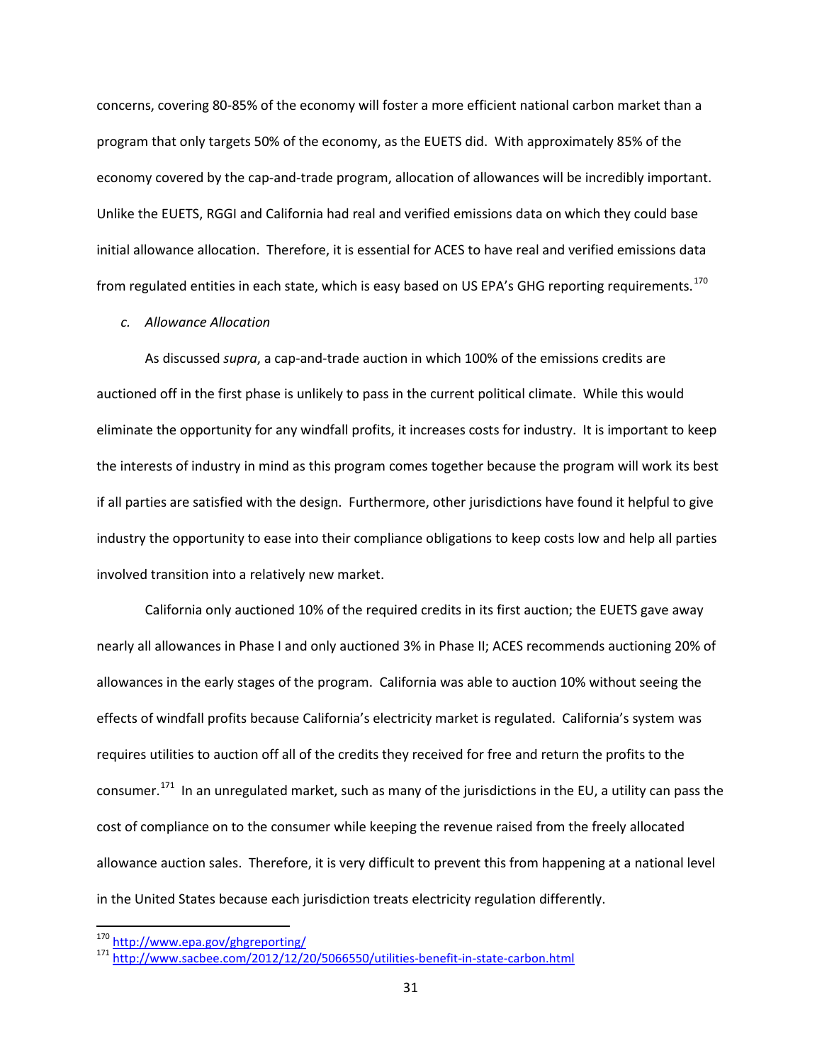concerns, covering 80-85% of the economy will foster a more efficient national carbon market than a program that only targets 50% of the economy, as the EUETS did. With approximately 85% of the economy covered by the cap-and-trade program, allocation of allowances will be incredibly important. Unlike the EUETS, RGGI and California had real and verified emissions data on which they could base initial allowance allocation. Therefore, it is essential for ACES to have real and verified emissions data from regulated entities in each state, which is easy based on US EPA's GHG reporting requirements.[170]

*c. Allowance Allocation*

As discussed *supra*, a cap-and-trade auction in which 100% of the emissions credits are auctioned off in the first phase is unlikely to pass in the current political climate. While this would eliminate the opportunity for any windfall profits, it increases costs for industry. It is important to keep the interests of industry in mind as this program comes together because the program will work its best if all parties are satisfied with the design. Furthermore, other jurisdictions have found it helpful to give industry the opportunity to ease into their compliance obligations to keep costs low and help all parties involved transition into a relatively new market.

California only auctioned 10% of the required credits in its first auction; the EUETS gave away nearly all allowances in Phase I and only auctioned 3% in Phase II; ACES recommends auctioning 20% of allowances in the early stages of the program. California was able to auction 10% without seeing the effects of windfall profits because California's electricity market is regulated. California's system was requires utilities to auction off all of the credits they received for free and return the profits to the consumer.[171] In an unregulated market, such as many of the jurisdictions in the EU, a utility can pass the cost of compliance on to the consumer while keeping the revenue raised from the freely allocated allowance auction sales. Therefore, it is very difficult to prevent this from happening at a national level in the United States because each jurisdiction treats electricity regulation differently.

---

[170] http://www.epa.gov/ghgreporting/

[171] http://www.sacbee.com/2012/12/20/5066550/utilities-benefit-in-state-carbon.html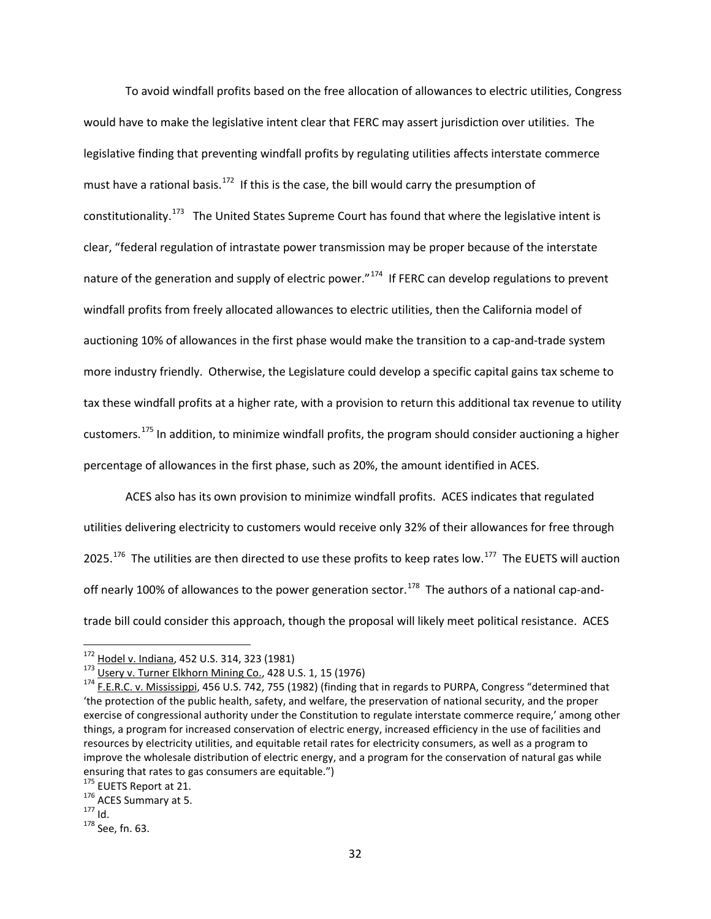To avoid windfall profits based on the free allocation of allowances to electric utilities, Congress would have to make the legislative intent clear that FERC may assert jurisdiction over utilities. The legislative finding that preventing windfall profits by regulating utilities affects interstate commerce must have a rational basis.[172] If this is the case, the bill would carry the presumption of constitutionality.[173] The United States Supreme Court has found that where the legislative intent is clear, "federal regulation of intrastate power transmission may be proper because of the interstate nature of the generation and supply of electric power."[174] If FERC can develop regulations to prevent windfall profits from freely allocated allowances to electric utilities, then the California model of auctioning 10% of allowances in the first phase would make the transition to a cap-and-trade system more industry friendly. Otherwise, the Legislature could develop a specific capital gains tax scheme to tax these windfall profits at a higher rate, with a provision to return this additional tax revenue to utility customers.[175] In addition, to minimize windfall profits, the program should consider auctioning a higher percentage of allowances in the first phase, such as 20%, the amount identified in ACES.

ACES also has its own provision to minimize windfall profits. ACES indicates that regulated utilities delivering electricity to customers would receive only 32% of their allowances for free through 2025.[176] The utilities are then directed to use these profits to keep rates low.[177] The EUETS will auction off nearly 100% of allowances to the power generation sector.[178] The authors of a national cap-and-trade bill could consider this approach, though the proposal will likely meet political resistance. ACES

---

[172] Hodel v. Indiana, 452 U.S. 314, 323 (1981)

[173] Usery v. Turner Elkhorn Mining Co., 428 U.S. 1, 15 (1976)

[174] F.E.R.C. v. Mississippi, 456 U.S. 742, 755 (1982) (finding that in regards to PURPA, Congress "determined that 'the protection of the public health, safety, and welfare, the preservation of national security, and the proper exercise of congressional authority under the Constitution to regulate interstate commerce require,' among other things, a program for increased conservation of electric energy, increased efficiency in the use of facilities and resources by electricity utilities, and equitable retail rates for electricity consumers, as well as a program to improve the wholesale distribution of electric energy, and a program for the conservation of natural gas while ensuring that rates to gas consumers are equitable.")

[175] EUETS Report at 21.

[176] ACES Summary at 5.

[177] Id.

[178] See, fn. 63.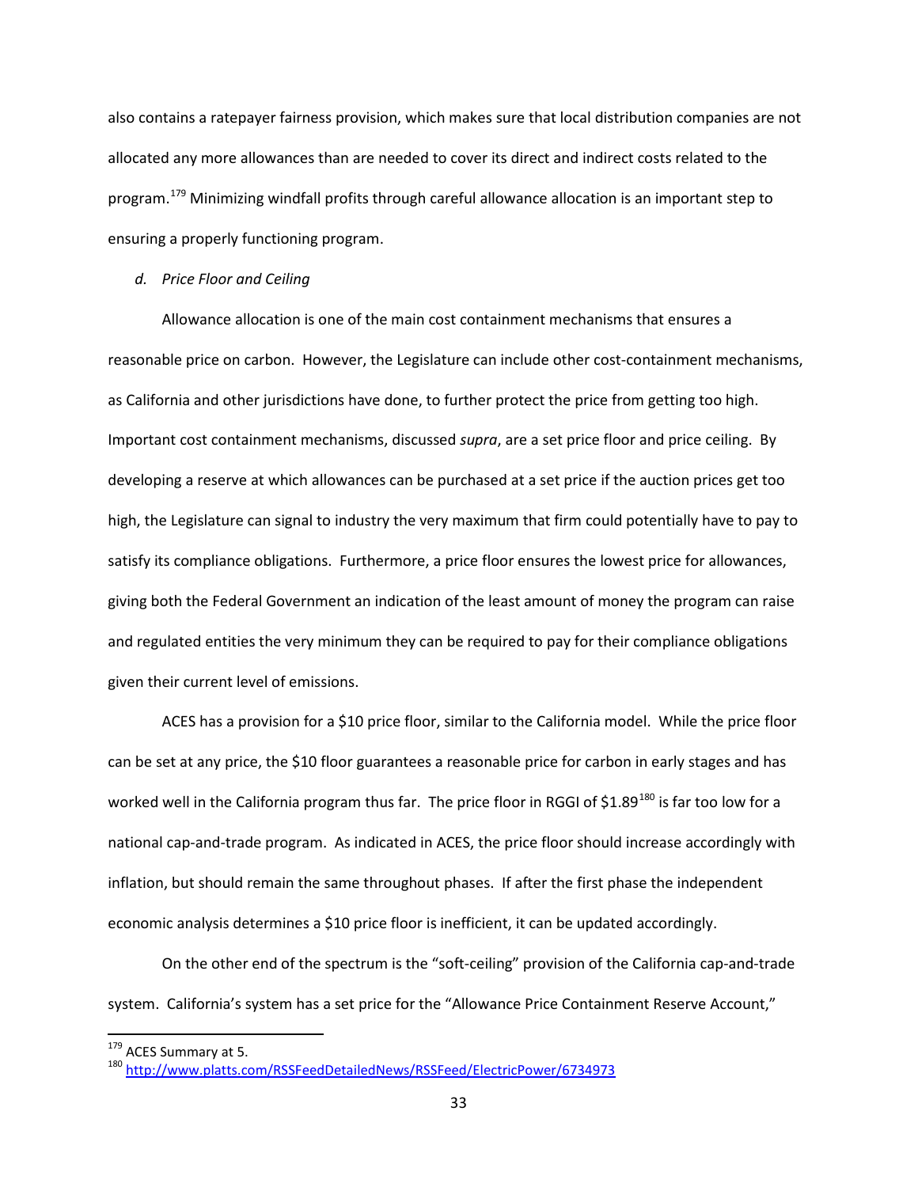also contains a ratepayer fairness provision, which makes sure that local distribution companies are not allocated any more allowances than are needed to cover its direct and indirect costs related to the program.[179] Minimizing windfall profits through careful allowance allocation is an important step to ensuring a properly functioning program.

*d. Price Floor and Ceiling*

Allowance allocation is one of the main cost containment mechanisms that ensures a reasonable price on carbon. However, the Legislature can include other cost-containment mechanisms, as California and other jurisdictions have done, to further protect the price from getting too high. Important cost containment mechanisms, discussed *supra*, are a set price floor and price ceiling. By developing a reserve at which allowances can be purchased at a set price if the auction prices get too high, the Legislature can signal to industry the very maximum that firm could potentially have to pay to satisfy its compliance obligations. Furthermore, a price floor ensures the lowest price for allowances, giving both the Federal Government an indication of the least amount of money the program can raise and regulated entities the very minimum they can be required to pay for their compliance obligations given their current level of emissions.

ACES has a provision for a $10 price floor, similar to the California model. While the price floor can be set at any price, the $10 floor guarantees a reasonable price for carbon in early stages and has worked well in the California program thus far. The price floor in RGGI of $1.89[180] is far too low for a national cap-and-trade program. As indicated in ACES, the price floor should increase accordingly with inflation, but should remain the same throughout phases. If after the first phase the independent economic analysis determines a $10 price floor is inefficient, it can be updated accordingly.

On the other end of the spectrum is the "soft-ceiling" provision of the California cap-and-trade system. California's system has a set price for the "Allowance Price Containment Reserve Account,"

---

[179] ACES Summary at 5.

[180] http://www.platts.com/RSSFeedDetailedNews/RSSFeed/ElectricPower/6734973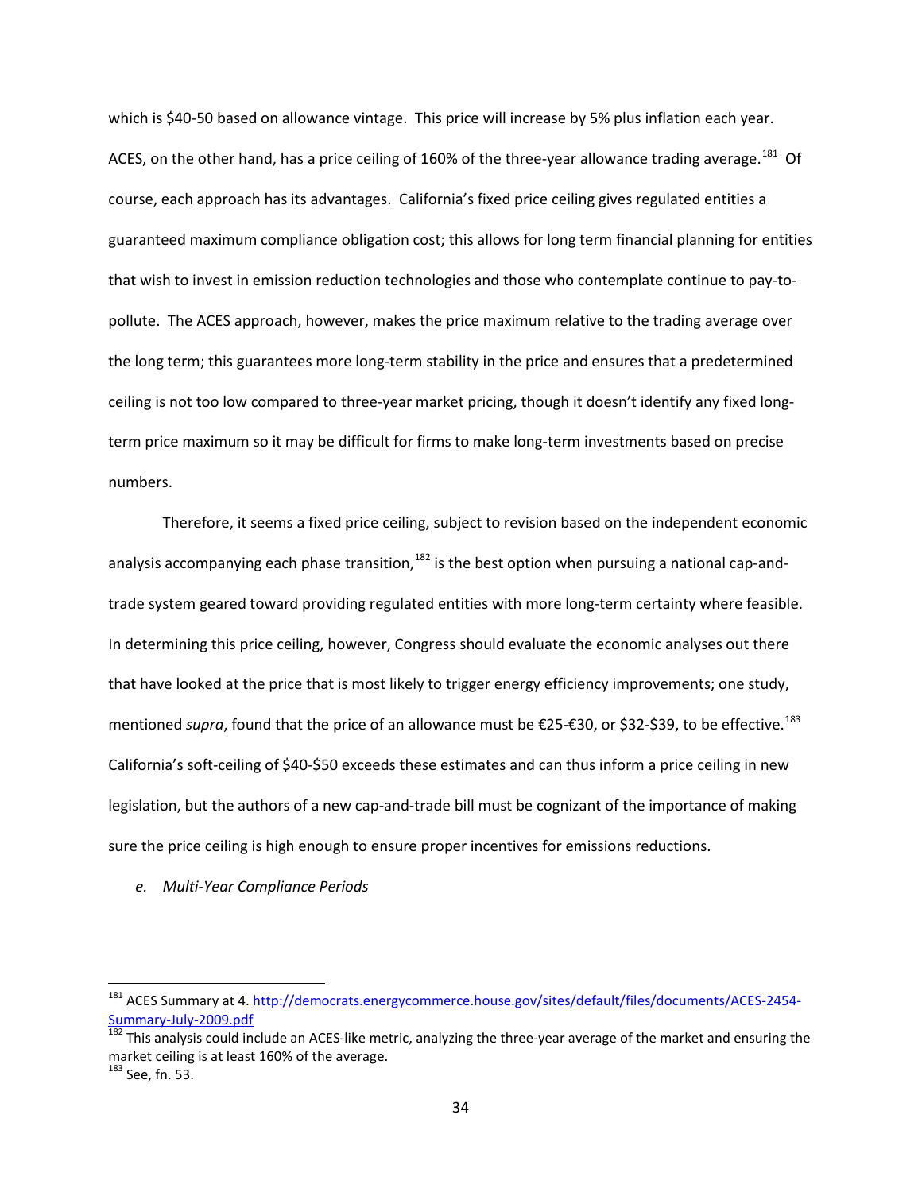which is $40-50 based on allowance vintage. This price will increase by 5% plus inflation each year. ACES, on the other hand, has a price ceiling of 160% of the three-year allowance trading average.[181] Of course, each approach has its advantages. California's fixed price ceiling gives regulated entities a guaranteed maximum compliance obligation cost; this allows for long term financial planning for entities that wish to invest in emission reduction technologies and those who contemplate continue to pay-to-pollute. The ACES approach, however, makes the price maximum relative to the trading average over the long term; this guarantees more long-term stability in the price and ensures that a predetermined ceiling is not too low compared to three-year market pricing, though it doesn't identify any fixed long-term price maximum so it may be difficult for firms to make long-term investments based on precise numbers.

Therefore, it seems a fixed price ceiling, subject to revision based on the independent economic analysis accompanying each phase transition,[182] is the best option when pursuing a national cap-and-trade system geared toward providing regulated entities with more long-term certainty where feasible. In determining this price ceiling, however, Congress should evaluate the economic analyses out there that have looked at the price that is most likely to trigger energy efficiency improvements; one study, mentioned *supra*, found that the price of an allowance must be €25-€30, or $32-$39, to be effective.[183] California's soft-ceiling of $40-$50 exceeds these estimates and can thus inform a price ceiling in new legislation, but the authors of a new cap-and-trade bill must be cognizant of the importance of making sure the price ceiling is high enough to ensure proper incentives for emissions reductions.

*e. Multi-Year Compliance Periods*

---

[181] ACES Summary at 4. [http://democrats.energycommerce.house.gov/sites/default/files/documents/ACES-2454-Summary-July-2009.pdf](http://democrats.energycommerce.house.gov/sites/default/files/documents/ACES-2454-Summary-July-2009.pdf)

[182] This analysis could include an ACES-like metric, analyzing the three-year average of the market and ensuring the market ceiling is at least 160% of the average.

[183] See, fn. 53.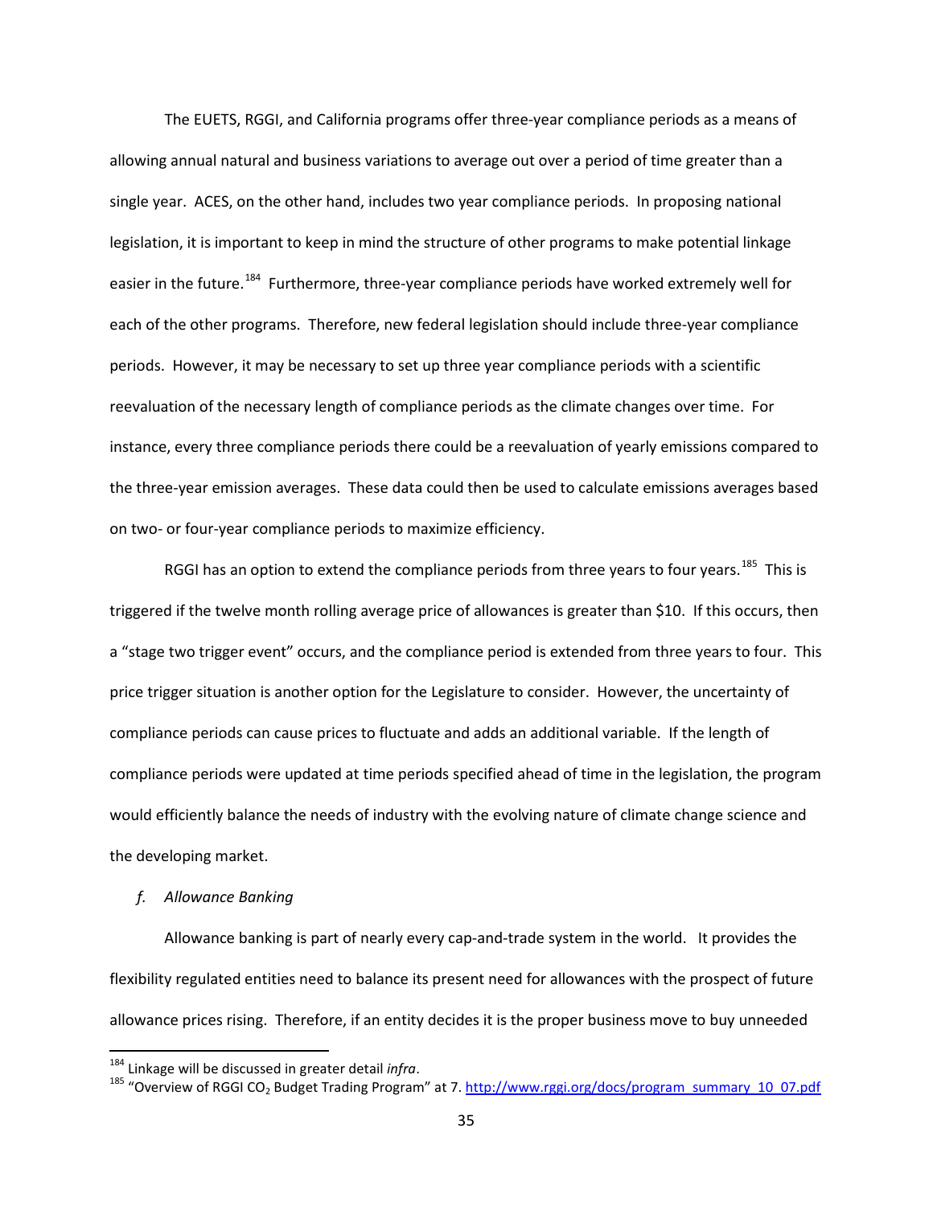The EUETS, RGGI, and California programs offer three-year compliance periods as a means of allowing annual natural and business variations to average out over a period of time greater than a single year. ACES, on the other hand, includes two year compliance periods. In proposing national legislation, it is important to keep in mind the structure of other programs to make potential linkage easier in the future.[184] Furthermore, three-year compliance periods have worked extremely well for each of the other programs. Therefore, new federal legislation should include three-year compliance periods. However, it may be necessary to set up three year compliance periods with a scientific reevaluation of the necessary length of compliance periods as the climate changes over time. For instance, every three compliance periods there could be a reevaluation of yearly emissions compared to the three-year emission averages. These data could then be used to calculate emissions averages based on two- or four-year compliance periods to maximize efficiency.

RGGI has an option to extend the compliance periods from three years to four years.[185] This is triggered if the twelve month rolling average price of allowances is greater than $10. If this occurs, then a "stage two trigger event" occurs, and the compliance period is extended from three years to four. This price trigger situation is another option for the Legislature to consider. However, the uncertainty of compliance periods can cause prices to fluctuate and adds an additional variable. If the length of compliance periods were updated at time periods specified ahead of time in the legislation, the program would efficiently balance the needs of industry with the evolving nature of climate change science and the developing market.

*f. Allowance Banking*

Allowance banking is part of nearly every cap-and-trade system in the world. It provides the flexibility regulated entities need to balance its present need for allowances with the prospect of future allowance prices rising. Therefore, if an entity decides it is the proper business move to buy unneeded

---

[184] Linkage will be discussed in greater detail *infra*.

[185] "Overview of RGGI $CO_2$ Budget Trading Program" at 7. http://www.rggi.org/docs/program_summary_10_07.pdf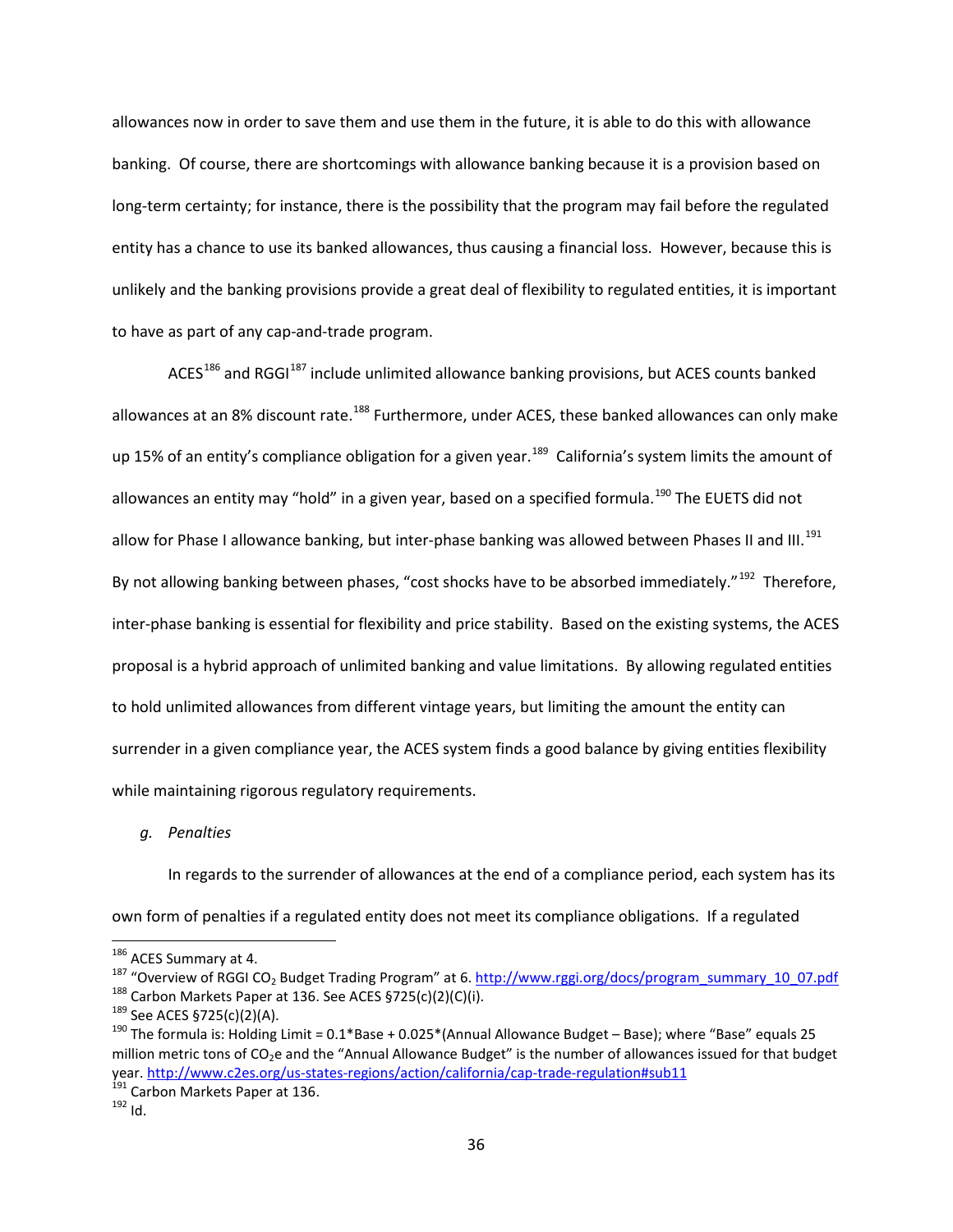allowances now in order to save them and use them in the future, it is able to do this with allowance banking. Of course, there are shortcomings with allowance banking because it is a provision based on long-term certainty; for instance, there is the possibility that the program may fail before the regulated entity has a chance to use its banked allowances, thus causing a financial loss. However, because this is unlikely and the banking provisions provide a great deal of flexibility to regulated entities, it is important to have as part of any cap-and-trade program.

ACES[186] and RGGI[187] include unlimited allowance banking provisions, but ACES counts banked allowances at an 8% discount rate.[188] Furthermore, under ACES, these banked allowances can only make up 15% of an entity's compliance obligation for a given year.[189] California's system limits the amount of allowances an entity may "hold" in a given year, based on a specified formula.[190] The EUETS did not allow for Phase I allowance banking, but inter-phase banking was allowed between Phases II and III.[191] By not allowing banking between phases, "cost shocks have to be absorbed immediately."[192] Therefore, inter-phase banking is essential for flexibility and price stability. Based on the existing systems, the ACES proposal is a hybrid approach of unlimited banking and value limitations. By allowing regulated entities to hold unlimited allowances from different vintage years, but limiting the amount the entity can surrender in a given compliance year, the ACES system finds a good balance by giving entities flexibility while maintaining rigorous regulatory requirements.

*g. Penalties*

In regards to the surrender of allowances at the end of a compliance period, each system has its own form of penalties if a regulated entity does not meet its compliance obligations. If a regulated

---

[186] ACES Summary at 4.

[187] "Overview of RGGI $CO_2$ Budget Trading Program" at 6. http://www.rggi.org/docs/program_summary_10_07.pdf

[188] Carbon Markets Paper at 136. See ACES §725(c)(2)(C)(i).

[189] See ACES §725(c)(2)(A).

[190] The formula is: Holding Limit = 0.1*Base + 0.025*(Annual Allowance Budget – Base); where "Base" equals 25 million metric tons of $CO_2$e and the "Annual Allowance Budget" is the number of allowances issued for that budget year. http://www.c2es.org/us-states-regions/action/california/cap-trade-regulation#sub11

[191] Carbon Markets Paper at 136.

[192] Id.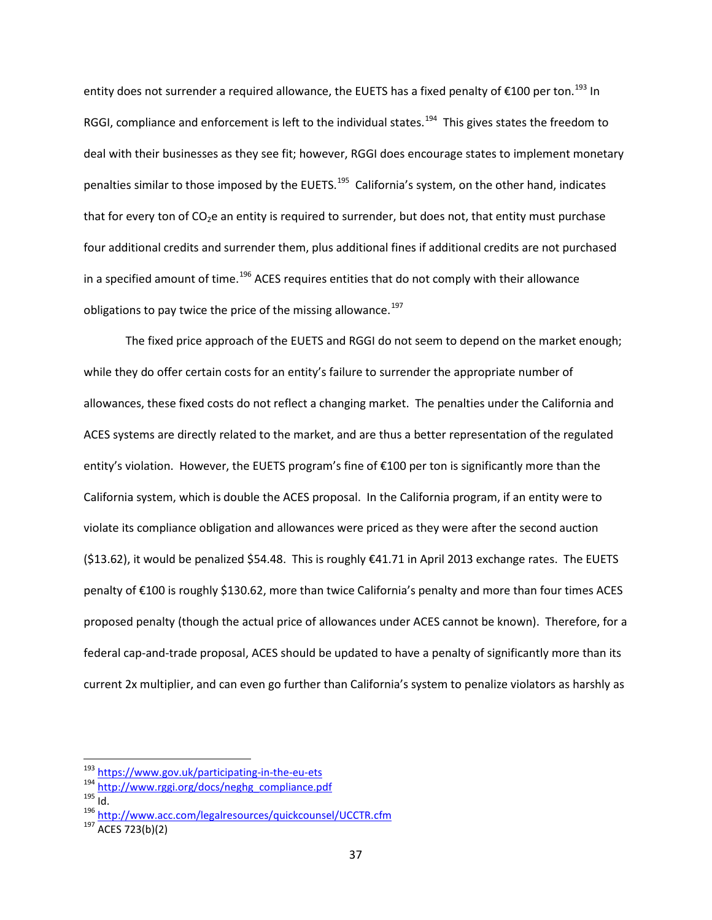entity does not surrender a required allowance, the EUETS has a fixed penalty of €100 per ton.[193] In RGGI, compliance and enforcement is left to the individual states.[194] This gives states the freedom to deal with their businesses as they see fit; however, RGGI does encourage states to implement monetary penalties similar to those imposed by the EUETS.[195] California's system, on the other hand, indicates that for every ton of $CO_2$e an entity is required to surrender, but does not, that entity must purchase four additional credits and surrender them, plus additional fines if additional credits are not purchased in a specified amount of time.[196] ACES requires entities that do not comply with their allowance obligations to pay twice the price of the missing allowance.[197]

The fixed price approach of the EUETS and RGGI do not seem to depend on the market enough; while they do offer certain costs for an entity's failure to surrender the appropriate number of allowances, these fixed costs do not reflect a changing market. The penalties under the California and ACES systems are directly related to the market, and are thus a better representation of the regulated entity's violation. However, the EUETS program's fine of €100 per ton is significantly more than the California system, which is double the ACES proposal. In the California program, if an entity were to violate its compliance obligation and allowances were priced as they were after the second auction ($13.62), it would be penalized $54.48. This is roughly €41.71 in April 2013 exchange rates. The EUETS penalty of €100 is roughly $130.62, more than twice California's penalty and more than four times ACES proposed penalty (though the actual price of allowances under ACES cannot be known). Therefore, for a federal cap-and-trade proposal, ACES should be updated to have a penalty of significantly more than its current 2x multiplier, and can even go further than California's system to penalize violators as harshly as

---

[193] https://www.gov.uk/participating-in-the-eu-ets

[194] http://www.rggi.org/docs/neghg_compliance.pdf

[195] Id.

[196] http://www.acc.com/legalresources/quickcounsel/UCCTR.cfm

[197] ACES 723(b)(2)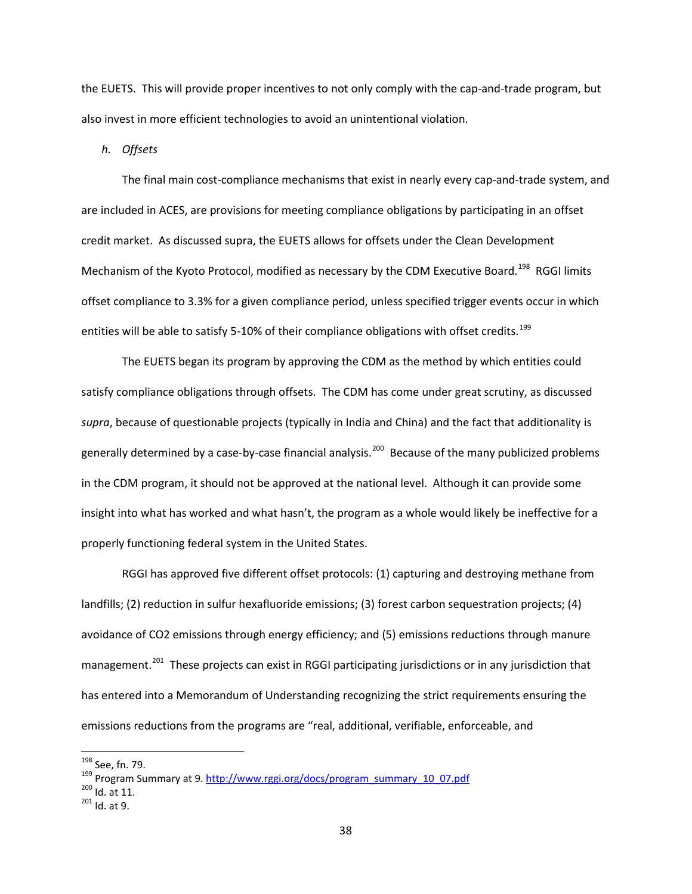the EUETS. This will provide proper incentives to not only comply with the cap-and-trade program, but also invest in more efficient technologies to avoid an unintentional violation.

*h. Offsets*

The final main cost-compliance mechanisms that exist in nearly every cap-and-trade system, and are included in ACES, are provisions for meeting compliance obligations by participating in an offset credit market. As discussed supra, the EUETS allows for offsets under the Clean Development Mechanism of the Kyoto Protocol, modified as necessary by the CDM Executive Board.[198] RGGI limits offset compliance to 3.3% for a given compliance period, unless specified trigger events occur in which entities will be able to satisfy 5-10% of their compliance obligations with offset credits.[199]

The EUETS began its program by approving the CDM as the method by which entities could satisfy compliance obligations through offsets. The CDM has come under great scrutiny, as discussed *supra*, because of questionable projects (typically in India and China) and the fact that additionality is generally determined by a case-by-case financial analysis.[200] Because of the many publicized problems in the CDM program, it should not be approved at the national level. Although it can provide some insight into what has worked and what hasn't, the program as a whole would likely be ineffective for a properly functioning federal system in the United States.

RGGI has approved five different offset protocols: (1) capturing and destroying methane from landfills; (2) reduction in sulfur hexafluoride emissions; (3) forest carbon sequestration projects; (4) avoidance of $CO_2$ emissions through energy efficiency; and (5) emissions reductions through manure management.[201] These projects can exist in RGGI participating jurisdictions or in any jurisdiction that has entered into a Memorandum of Understanding recognizing the strict requirements ensuring the emissions reductions from the programs are "real, additional, verifiable, enforceable, and

---

[198] See, fn. 79.

[199] Program Summary at 9. http://www.rggi.org/docs/program_summary_10_07.pdf

[200] Id. at 11.

[201] Id. at 9.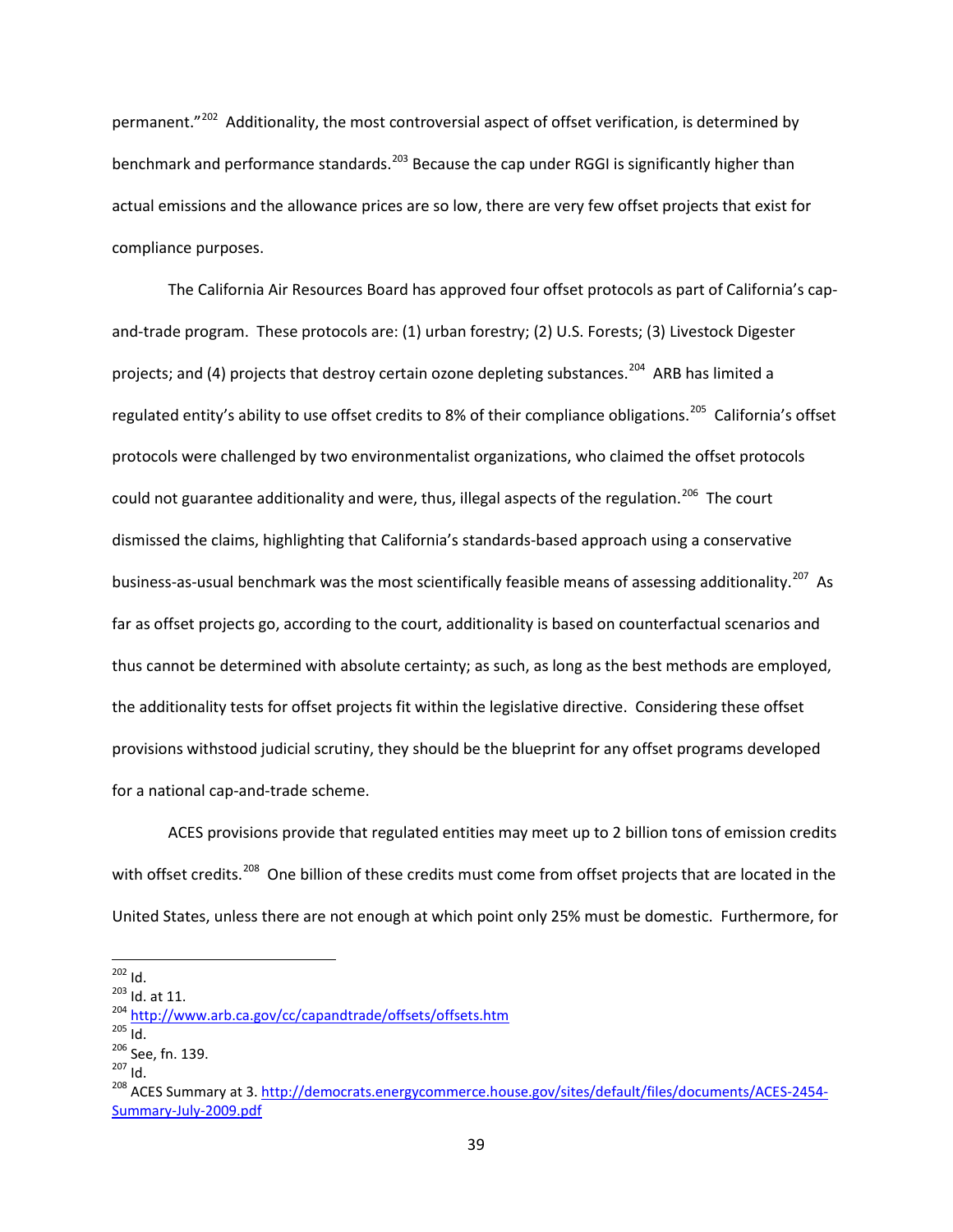permanent."[202] Additionality, the most controversial aspect of offset verification, is determined by benchmark and performance standards.[203] Because the cap under RGGI is significantly higher than actual emissions and the allowance prices are so low, there are very few offset projects that exist for compliance purposes.

The California Air Resources Board has approved four offset protocols as part of California's cap-and-trade program. These protocols are: (1) urban forestry; (2) U.S. Forests; (3) Livestock Digester projects; and (4) projects that destroy certain ozone depleting substances.[204] ARB has limited a regulated entity's ability to use offset credits to 8% of their compliance obligations.[205] California's offset protocols were challenged by two environmentalist organizations, who claimed the offset protocols could not guarantee additionality and were, thus, illegal aspects of the regulation.[206] The court dismissed the claims, highlighting that California's standards-based approach using a conservative business-as-usual benchmark was the most scientifically feasible means of assessing additionality.[207] As far as offset projects go, according to the court, additionality is based on counterfactual scenarios and thus cannot be determined with absolute certainty; as such, as long as the best methods are employed, the additionality tests for offset projects fit within the legislative directive. Considering these offset provisions withstood judicial scrutiny, they should be the blueprint for any offset programs developed for a national cap-and-trade scheme.

ACES provisions provide that regulated entities may meet up to 2 billion tons of emission credits with offset credits.[208] One billion of these credits must come from offset projects that are located in the United States, unless there are not enough at which point only 25% must be domestic. Furthermore, for

---

[202] Id.

[203] Id. at 11.

[204] http://www.arb.ca.gov/cc/capandtrade/offsets/offsets.htm

[205] Id.

[206] See, fn. 139.

[207] Id.

[208] ACES Summary at 3. http://democrats.energycommerce.house.gov/sites/default/files/documents/ACES-2454-Summary-July-2009.pdf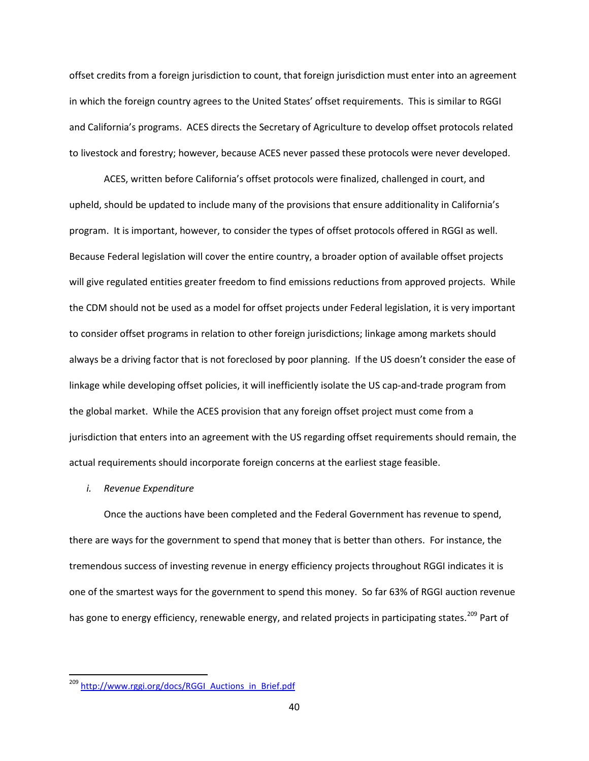offset credits from a foreign jurisdiction to count, that foreign jurisdiction must enter into an agreement in which the foreign country agrees to the United States' offset requirements. This is similar to RGGI and California's programs. ACES directs the Secretary of Agriculture to develop offset protocols related to livestock and forestry; however, because ACES never passed these protocols were never developed.

ACES, written before California's offset protocols were finalized, challenged in court, and upheld, should be updated to include many of the provisions that ensure additionality in California's program. It is important, however, to consider the types of offset protocols offered in RGGI as well. Because Federal legislation will cover the entire country, a broader option of available offset projects will give regulated entities greater freedom to find emissions reductions from approved projects. While the CDM should not be used as a model for offset projects under Federal legislation, it is very important to consider offset programs in relation to other foreign jurisdictions; linkage among markets should always be a driving factor that is not foreclosed by poor planning. If the US doesn't consider the ease of linkage while developing offset policies, it will inefficiently isolate the US cap-and-trade program from the global market. While the ACES provision that any foreign offset project must come from a jurisdiction that enters into an agreement with the US regarding offset requirements should remain, the actual requirements should incorporate foreign concerns at the earliest stage feasible.

*i. Revenue Expenditure*

Once the auctions have been completed and the Federal Government has revenue to spend, there are ways for the government to spend that money that is better than others. For instance, the tremendous success of investing revenue in energy efficiency projects throughout RGGI indicates it is one of the smartest ways for the government to spend this money. So far 63% of RGGI auction revenue has gone to energy efficiency, renewable energy, and related projects in participating states.[209] Part of

---

[209] http://www.rggi.org/docs/RGGI_Auctions_in_Brief.pdf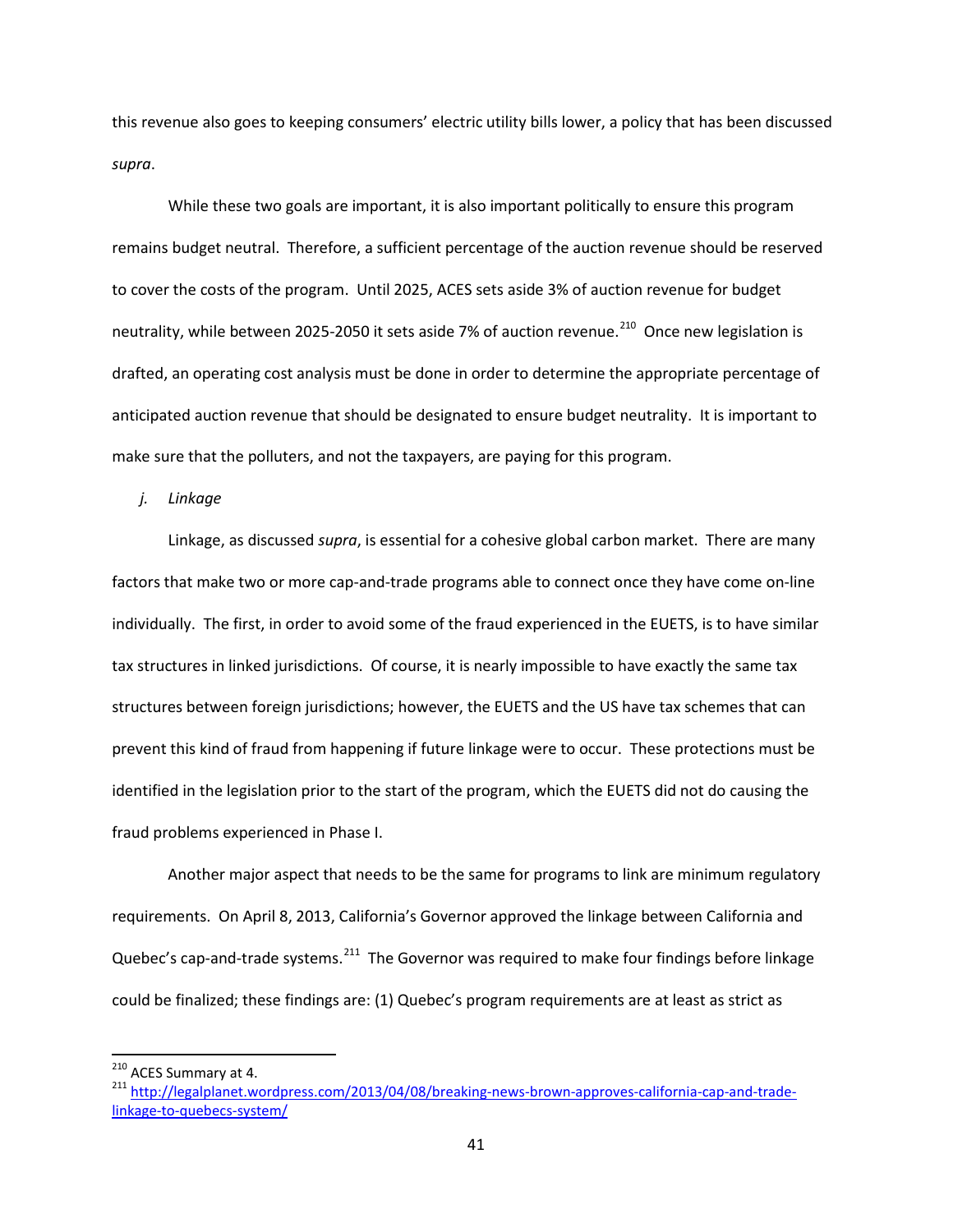this revenue also goes to keeping consumers' electric utility bills lower, a policy that has been discussed *supra*.

While these two goals are important, it is also important politically to ensure this program remains budget neutral. Therefore, a sufficient percentage of the auction revenue should be reserved to cover the costs of the program. Until 2025, ACES sets aside 3% of auction revenue for budget neutrality, while between 2025-2050 it sets aside 7% of auction revenue.[210] Once new legislation is drafted, an operating cost analysis must be done in order to determine the appropriate percentage of anticipated auction revenue that should be designated to ensure budget neutrality. It is important to make sure that the polluters, and not the taxpayers, are paying for this program.

*j. Linkage*

Linkage, as discussed *supra*, is essential for a cohesive global carbon market. There are many factors that make two or more cap-and-trade programs able to connect once they have come on-line individually. The first, in order to avoid some of the fraud experienced in the EUETS, is to have similar tax structures in linked jurisdictions. Of course, it is nearly impossible to have exactly the same tax structures between foreign jurisdictions; however, the EUETS and the US have tax schemes that can prevent this kind of fraud from happening if future linkage were to occur. These protections must be identified in the legislation prior to the start of the program, which the EUETS did not do causing the fraud problems experienced in Phase I.

Another major aspect that needs to be the same for programs to link are minimum regulatory requirements. On April 8, 2013, California's Governor approved the linkage between California and Quebec's cap-and-trade systems.[211] The Governor was required to make four findings before linkage could be finalized; these findings are: (1) Quebec's program requirements are at least as strict as

---

[210] ACES Summary at 4.

[211] http://legalplanet.wordpress.com/2013/04/08/breaking-news-brown-approves-california-cap-and-trade-linkage-to-quebecs-system/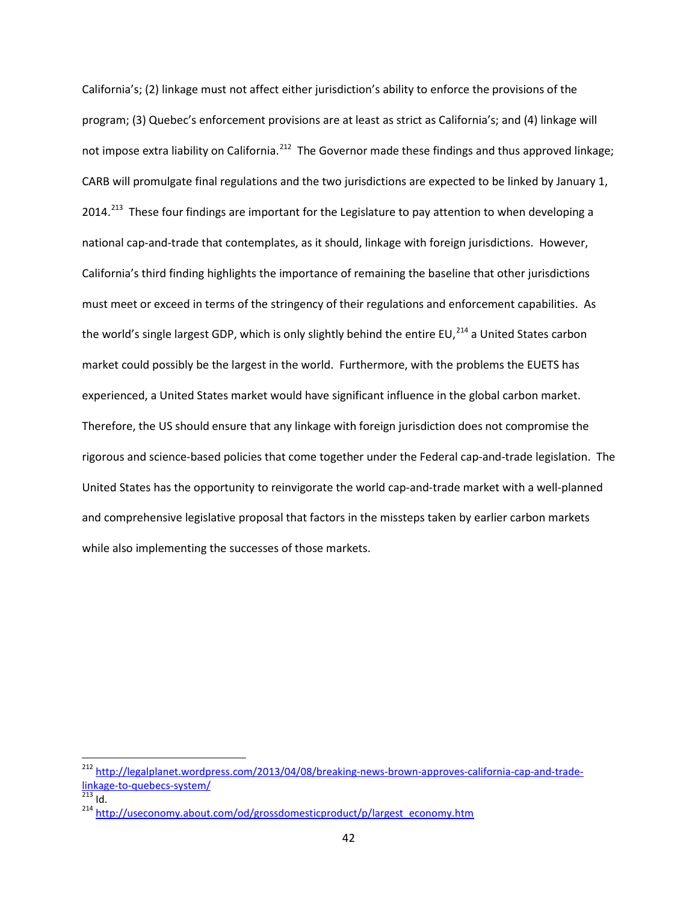California's; (2) linkage must not affect either jurisdiction's ability to enforce the provisions of the program; (3) Quebec's enforcement provisions are at least as strict as California's; and (4) linkage will not impose extra liability on California.[212] The Governor made these findings and thus approved linkage; CARB will promulgate final regulations and the two jurisdictions are expected to be linked by January 1, 2014.[213] These four findings are important for the Legislature to pay attention to when developing a national cap-and-trade that contemplates, as it should, linkage with foreign jurisdictions. However, California's third finding highlights the importance of remaining the baseline that other jurisdictions must meet or exceed in terms of the stringency of their regulations and enforcement capabilities. As the world's single largest GDP, which is only slightly behind the entire EU,[214] a United States carbon market could possibly be the largest in the world. Furthermore, with the problems the EUETS has experienced, a United States market would have significant influence in the global carbon market. Therefore, the US should ensure that any linkage with foreign jurisdiction does not compromise the rigorous and science-based policies that come together under the Federal cap-and-trade legislation. The United States has the opportunity to reinvigorate the world cap-and-trade market with a well-planned and comprehensive legislative proposal that factors in the missteps taken by earlier carbon markets while also implementing the successes of those markets.

---

[212] http://legalplanet.wordpress.com/2013/04/08/breaking-news-brown-approves-california-cap-and-trade-linkage-to-quebecs-system/

[213] Id.

[214] http://useconomy.about.com/od/grossdomesticproduct/p/largest_economy.htm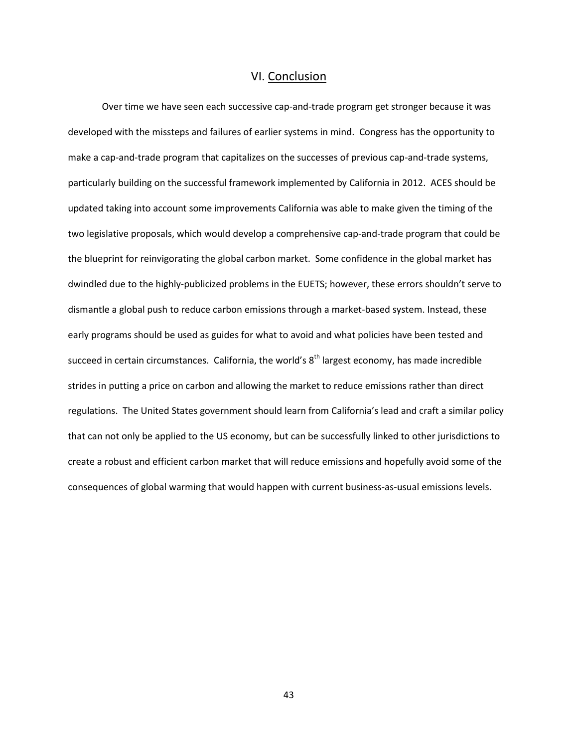## VI. Conclusion

Over time we have seen each successive cap-and-trade program get stronger because it was developed with the missteps and failures of earlier systems in mind. Congress has the opportunity to make a cap-and-trade program that capitalizes on the successes of previous cap-and-trade systems, particularly building on the successful framework implemented by California in 2012. ACES should be updated taking into account some improvements California was able to make given the timing of the two legislative proposals, which would develop a comprehensive cap-and-trade program that could be the blueprint for reinvigorating the global carbon market. Some confidence in the global market has dwindled due to the highly-publicized problems in the EUETS; however, these errors shouldn't serve to dismantle a global push to reduce carbon emissions through a market-based system. Instead, these early programs should be used as guides for what to avoid and what policies have been tested and succeed in certain circumstances. California, the world's 8th largest economy, has made incredible strides in putting a price on carbon and allowing the market to reduce emissions rather than direct regulations. The United States government should learn from California's lead and craft a similar policy that can not only be applied to the US economy, but can be successfully linked to other jurisdictions to create a robust and efficient carbon market that will reduce emissions and hopefully avoid some of the consequences of global warming that would happen with current business-as-usual emissions levels.